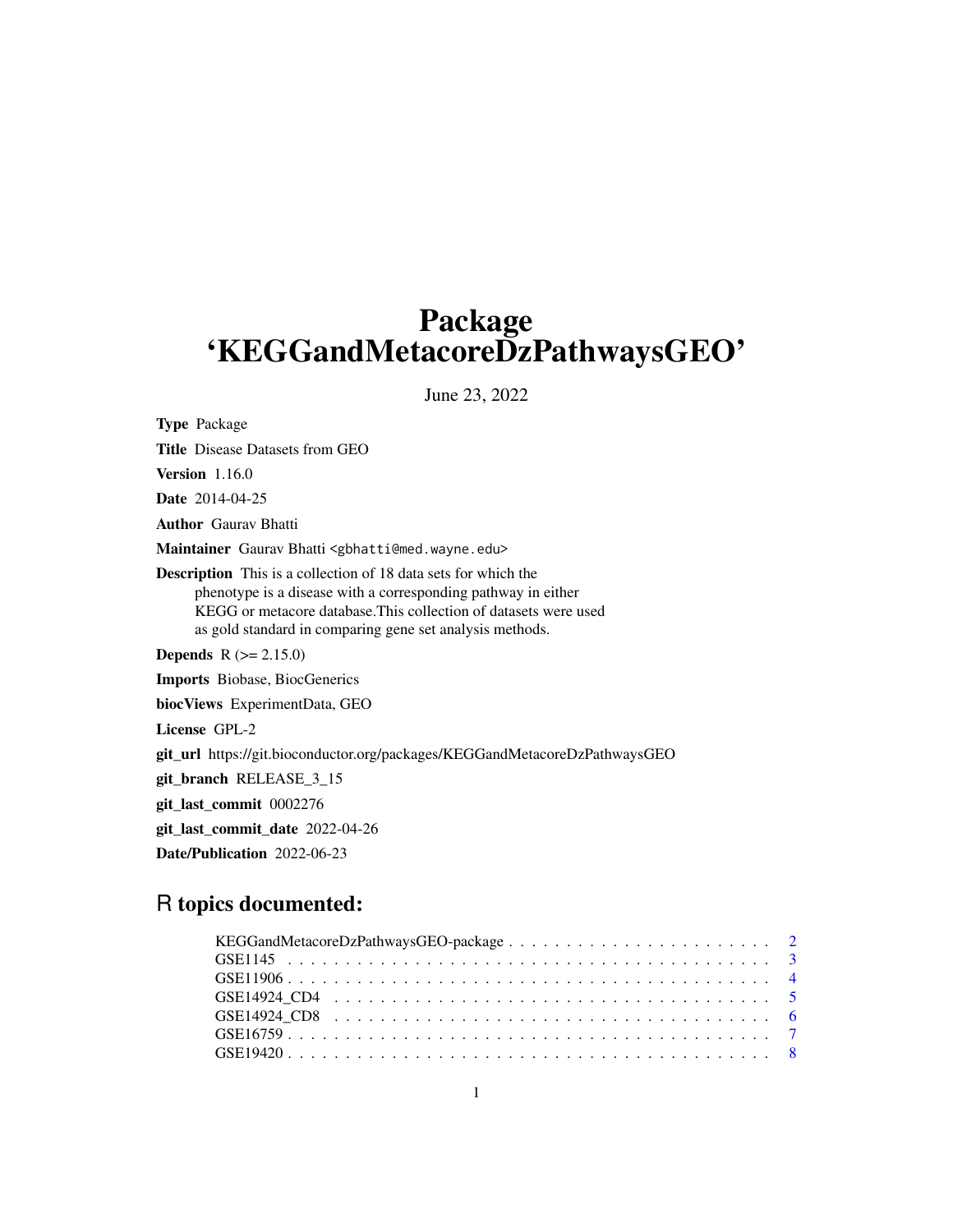# Package 'KEGGandMetacoreDzPathwaysGEO'

June 23, 2022

**Type** Package

**Title** Disease Datasets from GEO

**Version** 1.16.0

**Date** 2014-04-25

**Author** Gaurav Bhatti

**Maintainer** Gaurav Bhatti <gbhatti@med.wayne.edu>

**Description** This is a collection of 18 data sets for which the phenotype is a disease with a corresponding pathway in either KEGG or metacore database.This collection of datasets were used as gold standard in comparing gene set analysis methods.

**Depends** R (>= 2.15.0)

**Imports** Biobase, BiocGenerics

**biocViews** ExperimentData, GEO

**License** GPL-2

**git_url** https://git.bioconductor.org/packages/KEGGandMetacoreDzPathwaysGEO

**git_branch** RELEASE_3_15

**git_last_commit** 0002276

**git_last_commit_date** 2022-04-26

**Date/Publication** 2022-06-23

## R topics documented:

- KEGGandMetacoreDzPathwaysGEO-package . . . . . . . . . . . . . . . . . . . . . . . . 2
- GSE1145 . . . . . . . . . . . . . . . . . . . . . . . . . . . . . . . . . . . . . . . . . . . 3
- GSE11906 . . . . . . . . . . . . . . . . . . . . . . . . . . . . . . . . . . . . . . . . . . 4
- GSE14924_CD4 . . . . . . . . . . . . . . . . . . . . . . . . . . . . . . . . . . . . . . . 5
- GSE14924_CD8 . . . . . . . . . . . . . . . . . . . . . . . . . . . . . . . . . . . . . . . 6
- GSE16759 . . . . . . . . . . . . . . . . . . . . . . . . . . . . . . . . . . . . . . . . . . 7
- GSE19420 . . . . . . . . . . . . . . . . . . . . . . . . . . . . . . . . . . . . . . . . . . 8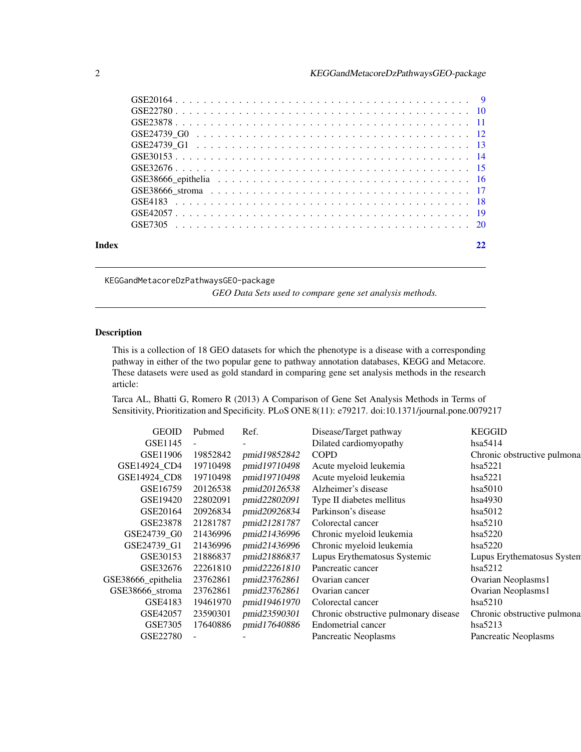GSE20164 . . . . . . . . . . . . . . . . . . . . . . . . . . . . . . . . . . . . . . 9
GSE22780 . . . . . . . . . . . . . . . . . . . . . . . . . . . . . . . . . . . . . . 10
GSE23878 . . . . . . . . . . . . . . . . . . . . . . . . . . . . . . . . . . . . . . 11
GSE24739_G0 . . . . . . . . . . . . . . . . . . . . . . . . . . . . . . . . . . . . 12
GSE24739_G1 . . . . . . . . . . . . . . . . . . . . . . . . . . . . . . . . . . . . 13
GSE30153 . . . . . . . . . . . . . . . . . . . . . . . . . . . . . . . . . . . . . . 14
GSE32676 . . . . . . . . . . . . . . . . . . . . . . . . . . . . . . . . . . . . . . 15
GSE38666_epithelia . . . . . . . . . . . . . . . . . . . . . . . . . . . . . . . . . 16
GSE38666_stroma . . . . . . . . . . . . . . . . . . . . . . . . . . . . . . . . . . 17
GSE4183 . . . . . . . . . . . . . . . . . . . . . . . . . . . . . . . . . . . . . . . 18
GSE42057 . . . . . . . . . . . . . . . . . . . . . . . . . . . . . . . . . . . . . . 19
GSE7305 . . . . . . . . . . . . . . . . . . . . . . . . . . . . . . . . . . . . . . . 20

**Index** **22**

---

KEGGandMetacoreDzPathwaysGEO-package
*GEO Data Sets used to compare gene set analysis methods.*

---

## Description

This is a collection of 18 GEO datasets for which the phenotype is a disease with a corresponding pathway in either of the two popular gene to pathway annotation databases, KEGG and Metacore. These datasets were used as gold standard in comparing gene set analysis methods in the research article:

Tarca AL, Bhatti G, Romero R (2013) A Comparison of Gene Set Analysis Methods in Terms of Sensitivity, Prioritization and Specificity. PLoS ONE 8(11): e79217. doi:10.1371/journal.pone.0079217

| GEOID | Pubmed | Ref. | Disease/Target pathway | KEGGID |
|---|---|---|---|---|
| GSE1145 | - | - | Dilated cardiomyopathy | hsa5414 |
| GSE11906 | 19852842 | *pmid19852842* | COPD | Chronic obstructive pulmona |
| GSE14924_CD4 | 19710498 | *pmid19710498* | Acute myeloid leukemia | hsa5221 |
| GSE14924_CD8 | 19710498 | *pmid19710498* | Acute myeloid leukemia | hsa5221 |
| GSE16759 | 20126538 | *pmid20126538* | Alzheimer's disease | hsa5010 |
| GSE19420 | 22802091 | *pmid22802091* | Type II diabetes mellitus | hsa4930 |
| GSE20164 | 20926834 | *pmid20926834* | Parkinson's disease | hsa5012 |
| GSE23878 | 21281787 | *pmid21281787* | Colorectal cancer | hsa5210 |
| GSE24739_G0 | 21436996 | *pmid21436996* | Chronic myeloid leukemia | hsa5220 |
| GSE24739_G1 | 21436996 | *pmid21436996* | Chronic myeloid leukemia | hsa5220 |
| GSE30153 | 21886837 | *pmid21886837* | Lupus Erythematosus Systemic | Lupus Erythematosus System |
| GSE32676 | 22261810 | *pmid22261810* | Pancreatic cancer | hsa5212 |
| GSE38666_epithelia | 23762861 | *pmid23762861* | Ovarian cancer | Ovarian Neoplasms1 |
| GSE38666_stroma | 23762861 | *pmid23762861* | Ovarian cancer | Ovarian Neoplasms1 |
| GSE4183 | 19461970 | *pmid19461970* | Colorectal cancer | hsa5210 |
| GSE42057 | 23590301 | *pmid23590301* | Chronic obstructive pulmonary disease | Chronic obstructive pulmona |
| GSE7305 | 17640886 | *pmid17640886* | Endometrial cancer | hsa5213 |
| GSE22780 | - | - | Pancreatic Neoplasms | Pancreatic Neoplasms |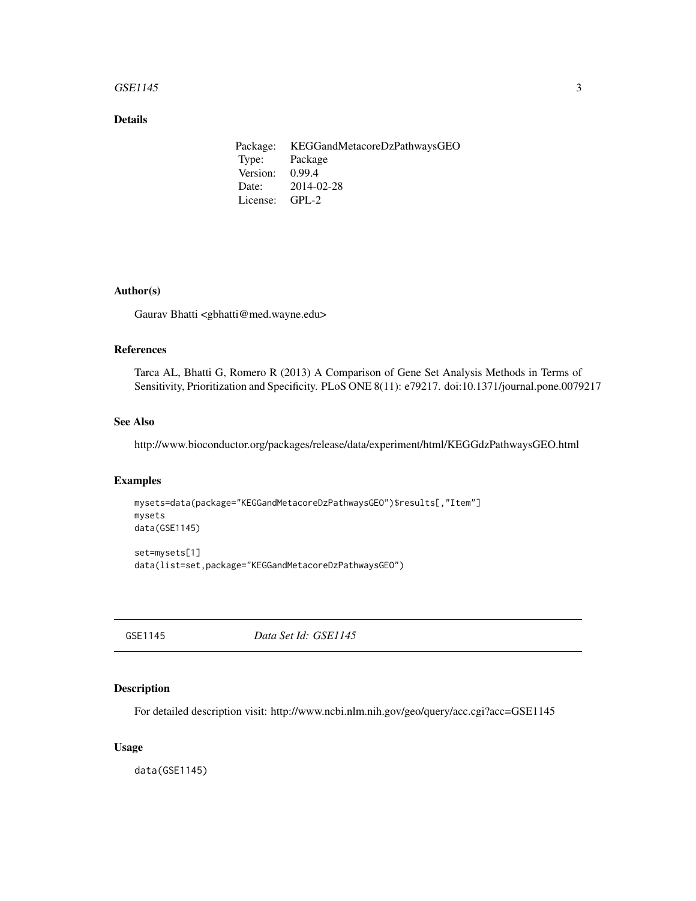## Details

| Package: | KEGGandMetacoreDzPathwaysGEO |
|---|---|
| Type: | Package |
| Version: | 0.99.4 |
| Date: | 2014-02-28 |
| License: | GPL-2 |

## Author(s)

Gaurav Bhatti <gbhatti@med.wayne.edu>

## References

Tarca AL, Bhatti G, Romero R (2013) A Comparison of Gene Set Analysis Methods in Terms of Sensitivity, Prioritization and Specificity. PLoS ONE 8(11): e79217. doi:10.1371/journal.pone.0079217

## See Also

http://www.bioconductor.org/packages/release/data/experiment/html/KEGGdzPathwaysGEO.html

## Examples

```
mysets=data(package="KEGGandMetacoreDzPathwaysGEO")$results[,"Item"]
mysets
data(GSE1145)

set=mysets[1]
data(list=set,package="KEGGandMetacoreDzPathwaysGEO")
```

---

# GSE1145 *Data Set Id: GSE1145*

## Description

For detailed description visit: http://www.ncbi.nlm.nih.gov/geo/query/acc.cgi?acc=GSE1145

## Usage

```
data(GSE1145)
```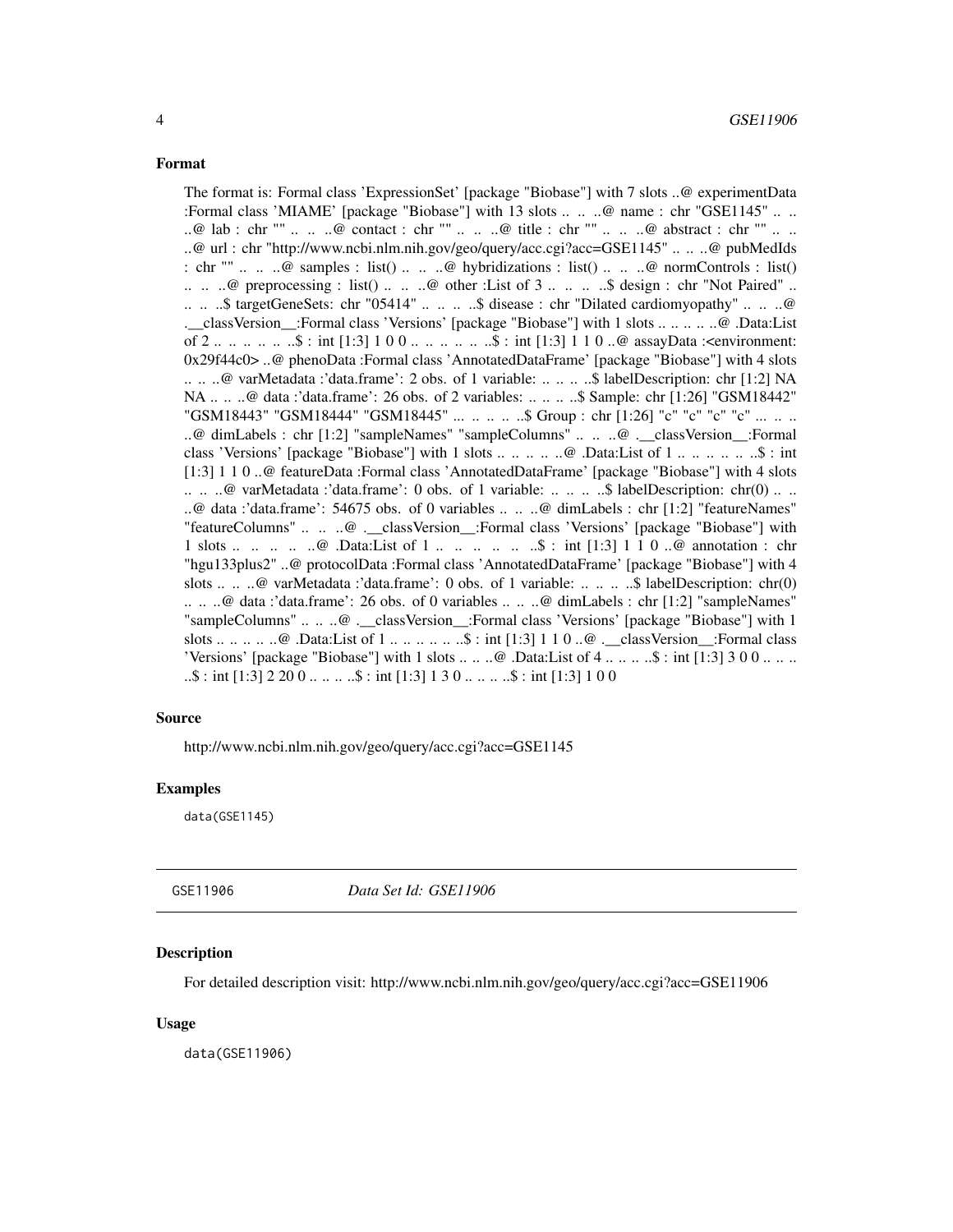#### Format

The format is: Formal class 'ExpressionSet' [package "Biobase"] with 7 slots ..@ experimentData :Formal class 'MIAME' [package "Biobase"] with 13 slots .. .. ..@ name : chr "GSE1145" .. .. ..@ lab : chr "" .. .. ..@ contact : chr "" .. .. ..@ title : chr "" .. .. ..@ abstract : chr "" .. .. ..@ url : chr "http://www.ncbi.nlm.nih.gov/geo/query/acc.cgi?acc=GSE1145" .. .. ..@ pubMedIds : chr "" .. .. ..@ samples : list() .. .. ..@ hybridizations : list() .. .. ..@ normControls : list() .. .. ..@ preprocessing : list() .. .. ..@ other :List of 3 .. .. .. ..$ design : chr "Not Paired" .. .. .. ..$ targetGeneSets: chr "05414" .. .. .. ..$ disease : chr "Dilated cardiomyopathy" .. .. ..@ .__classVersion__:Formal class 'Versions' [package "Biobase"] with 1 slots .. .. .. .. ..@ .Data:List of 2 .. .. .. .. .. ..$ : int [1:3] 1 0 0 .. .. .. .. .. ..$ : int [1:3] 1 1 0 ..@ assayData :<environment: 0x29f44c0> ..@ phenoData :Formal class 'AnnotatedDataFrame' [package "Biobase"] with 4 slots .. .. ..@ varMetadata :'data.frame': 2 obs. of 1 variable: .. .. .. ..$ labelDescription: chr [1:2] NA NA .. .. ..@ data :'data.frame': 26 obs. of 2 variables: .. .. .. ..$ Sample: chr [1:26] "GSM18442" "GSM18443" "GSM18444" "GSM18445" ... .. .. .. ..$ Group : chr [1:26] "c" "c" "c" "c" ... .. .. ..@ dimLabels : chr [1:2] "sampleNames" "sampleColumns" .. .. ..@ .__classVersion__:Formal class 'Versions' [package "Biobase"] with 1 slots .. .. .. .. ..@ .Data:List of 1 .. .. .. .. .. ..$ : int [1:3] 1 1 0 ..@ featureData :Formal class 'AnnotatedDataFrame' [package "Biobase"] with 4 slots .. .. ..@ varMetadata :'data.frame': 0 obs. of 1 variable: .. .. .. ..$ labelDescription: chr(0) .. .. ..@ data :'data.frame': 54675 obs. of 0 variables .. .. ..@ dimLabels : chr [1:2] "featureNames" "featureColumns" .. .. ..@ .__classVersion__:Formal class 'Versions' [package "Biobase"] with 1 slots .. .. .. .. ..@ .Data:List of 1 .. .. .. .. .. ..$ : int [1:3] 1 1 0 ..@ annotation : chr "hgu133plus2" ..@ protocolData :Formal class 'AnnotatedDataFrame' [package "Biobase"] with 4 slots .. .. ..@ varMetadata :'data.frame': 0 obs. of 1 variable: .. .. .. ..$ labelDescription: chr(0) .. .. ..@ data :'data.frame': 26 obs. of 0 variables .. .. ..@ dimLabels : chr [1:2] "sampleNames" "sampleColumns" .. .. ..@ .__classVersion__:Formal class 'Versions' [package "Biobase"] with 1 slots .. .. .. .. ..@ .Data:List of 1 .. .. .. .. .. ..$ : int [1:3] 1 1 0 ..@ .__classVersion__:Formal class 'Versions' [package "Biobase"] with 1 slots .. .. ..@ .Data:List of 4 .. .. .. ..$ : int [1:3] 3 0 0 .. .. .. ..$ : int [1:3] 2 20 0 .. .. .. ..$ : int [1:3] 1 3 0 .. .. .. ..$ : int [1:3] 1 0 0

#### Source

http://www.ncbi.nlm.nih.gov/geo/query/acc.cgi?acc=GSE1145

#### Examples

```
data(GSE1145)
```

---

## GSE11906 — *Data Set Id: GSE11906*

#### Description

For detailed description visit: http://www.ncbi.nlm.nih.gov/geo/query/acc.cgi?acc=GSE11906

#### Usage

```
data(GSE11906)
```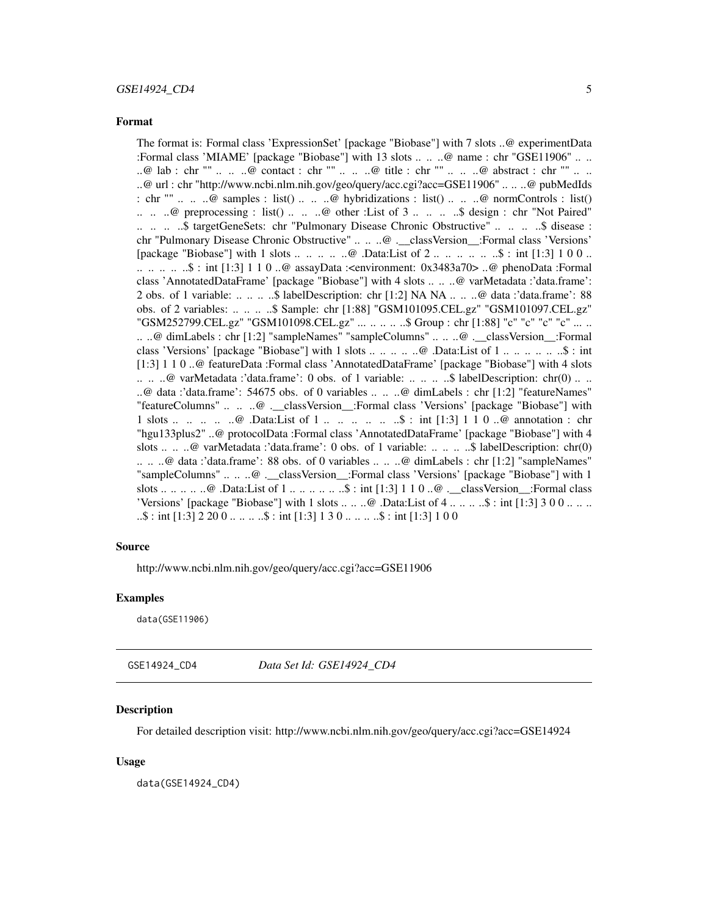### Format

The format is: Formal class 'ExpressionSet' [package "Biobase"] with 7 slots ..@ experimentData :Formal class 'MIAME' [package "Biobase"] with 13 slots .. .. ..@ name : chr "GSE11906" .. .. ..@ lab : chr "" .. .. ..@ contact : chr "" .. .. ..@ title : chr "" .. .. ..@ abstract : chr "" .. .. ..@ url : chr "http://www.ncbi.nlm.nih.gov/geo/query/acc.cgi?acc=GSE11906" .. .. ..@ pubMedIds : chr "" .. .. ..@ samples : list() .. .. ..@ hybridizations : list() .. .. ..@ normControls : list() .. .. ..@ preprocessing : list() .. .. ..@ other :List of 3 .. .. .. ..$ design : chr "Not Paired" .. .. .. ..$ targetGeneSets: chr "Pulmonary Disease Chronic Obstructive" .. .. .. ..$ disease : chr "Pulmonary Disease Chronic Obstructive" .. .. ..@ .__classVersion__:Formal class 'Versions' [package "Biobase"] with 1 slots .. .. .. .. ..@ .Data:List of 2 .. .. .. .. .. ..$ : int [1:3] 1 0 0 .. .. .. .. .. ..$ : int [1:3] 1 1 0 ..@ assayData :<environment: 0x3483a70> ..@ phenoData :Formal class 'AnnotatedDataFrame' [package "Biobase"] with 4 slots .. .. ..@ varMetadata :'data.frame': 2 obs. of 1 variable: .. .. .. ..$ labelDescription: chr [1:2] NA NA .. .. ..@ data :'data.frame': 88 obs. of 2 variables: .. .. .. ..$ Sample: chr [1:88] "GSM101095.CEL.gz" "GSM101097.CEL.gz" "GSM252799.CEL.gz" "GSM101098.CEL.gz" ... .. .. .. ..$ Group : chr [1:88] "c" "c" "c" "c" ... .. .. ..@ dimLabels : chr [1:2] "sampleNames" "sampleColumns" .. .. ..@ .__classVersion__:Formal class 'Versions' [package "Biobase"] with 1 slots .. .. .. .. ..@ .Data:List of 1 .. .. .. .. .. ..$ : int [1:3] 1 1 0 ..@ featureData :Formal class 'AnnotatedDataFrame' [package "Biobase"] with 4 slots .. .. ..@ varMetadata :'data.frame': 0 obs. of 1 variable: .. .. .. ..$ labelDescription: chr(0) .. .. ..@ data :'data.frame': 54675 obs. of 0 variables .. .. ..@ dimLabels : chr [1:2] "featureNames" "featureColumns" .. .. ..@ .__classVersion__:Formal class 'Versions' [package "Biobase"] with 1 slots .. .. .. .. ..@ .Data:List of 1 .. .. .. .. .. ..$ : int [1:3] 1 1 0 ..@ annotation : chr "hgu133plus2" ..@ protocolData :Formal class 'AnnotatedDataFrame' [package "Biobase"] with 4 slots .. .. ..@ varMetadata :'data.frame': 0 obs. of 1 variable: .. .. .. ..$ labelDescription: chr(0) .. .. ..@ data :'data.frame': 88 obs. of 0 variables .. .. ..@ dimLabels : chr [1:2] "sampleNames" "sampleColumns" .. .. ..@ .__classVersion__:Formal class 'Versions' [package "Biobase"] with 1 slots .. .. .. .. ..@ .Data:List of 1 .. .. .. .. .. ..$ : int [1:3] 1 1 0 ..@ .__classVersion__:Formal class 'Versions' [package "Biobase"] with 1 slots .. .. ..@ .Data:List of 4 .. .. .. ..$ : int [1:3] 3 0 0 .. .. .. ..$ : int [1:3] 2 20 0 .. .. .. ..$ : int [1:3] 1 3 0 .. .. .. ..$ : int [1:3] 1 0 0

### Source

http://www.ncbi.nlm.nih.gov/geo/query/acc.cgi?acc=GSE11906

### Examples

```
data(GSE11906)
```

---

## GSE14924_CD4 *Data Set Id: GSE14924_CD4*

### Description

For detailed description visit: http://www.ncbi.nlm.nih.gov/geo/query/acc.cgi?acc=GSE14924

### Usage

```
data(GSE14924_CD4)
```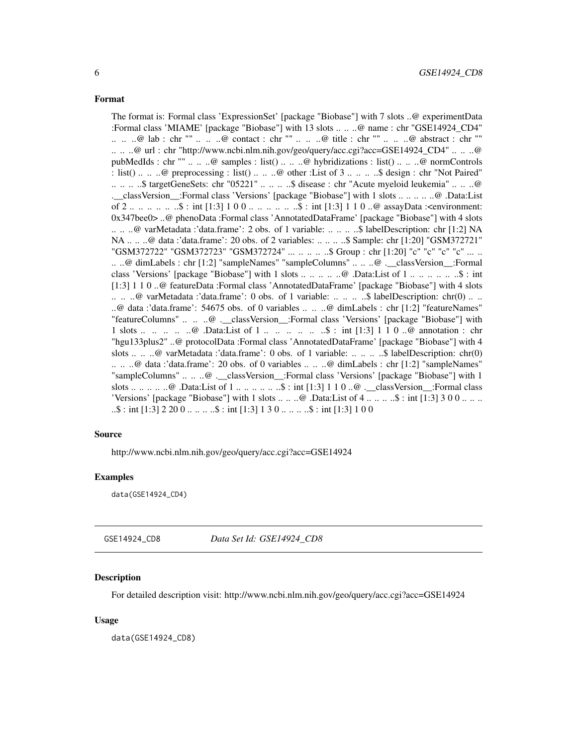### Format

The format is: Formal class 'ExpressionSet' [package "Biobase"] with 7 slots ..@ experimentData :Formal class 'MIAME' [package "Biobase"] with 13 slots .. .. ..@ name : chr "GSE14924_CD4" .. .. ..@ lab : chr "" .. .. ..@ contact : chr "" .. .. ..@ title : chr "" .. .. ..@ abstract : chr "" .. .. ..@ url : chr "http://www.ncbi.nlm.nih.gov/geo/query/acc.cgi?acc=GSE14924_CD4" .. .. ..@ pubMedIds : chr "" .. .. ..@ samples : list() .. .. ..@ hybridizations : list() .. .. ..@ normControls : list() .. .. ..@ preprocessing : list() .. .. ..@ other :List of 3 .. .. .. ..$ design : chr "Not Paired" .. .. .. ..$ targetGeneSets: chr "05221" .. .. .. ..$ disease : chr "Acute myeloid leukemia" .. .. ..@ .__classVersion__:Formal class 'Versions' [package "Biobase"] with 1 slots .. .. .. .. ..@ .Data:List of 2 .. .. .. .. .. ..$ : int [1:3] 1 0 0 .. .. .. .. .. ..$ : int [1:3] 1 1 0 ..@ assayData :<environment: 0x347bee0> ..@ phenoData :Formal class 'AnnotatedDataFrame' [package "Biobase"] with 4 slots .. .. ..@ varMetadata :'data.frame': 2 obs. of 1 variable: .. .. .. ..$ labelDescription: chr [1:2] NA NA .. .. ..@ data :'data.frame': 20 obs. of 2 variables: .. .. .. ..$ Sample: chr [1:20] "GSM372721" "GSM372722" "GSM372723" "GSM372724" ... .. .. .. ..$ Group : chr [1:20] "c" "c" "c" "c" ... .. .. ..@ dimLabels : chr [1:2] "sampleNames" "sampleColumns" .. .. ..@ .__classVersion__:Formal class 'Versions' [package "Biobase"] with 1 slots .. .. .. .. ..@ .Data:List of 1 .. .. .. .. .. ..$ : int [1:3] 1 1 0 ..@ featureData :Formal class 'AnnotatedDataFrame' [package "Biobase"] with 4 slots .. .. ..@ varMetadata :'data.frame': 0 obs. of 1 variable: .. .. .. ..$ labelDescription: chr(0) .. .. ..@ data :'data.frame': 54675 obs. of 0 variables .. .. ..@ dimLabels : chr [1:2] "featureNames" "featureColumns" .. .. ..@ .__classVersion__:Formal class 'Versions' [package "Biobase"] with 1 slots .. .. .. .. ..@ .Data:List of 1 .. .. .. .. .. ..$ : int [1:3] 1 1 0 ..@ annotation : chr "hgu133plus2" ..@ protocolData :Formal class 'AnnotatedDataFrame' [package "Biobase"] with 4 slots .. .. ..@ varMetadata :'data.frame': 0 obs. of 1 variable: .. .. .. ..$ labelDescription: chr(0) .. .. ..@ data :'data.frame': 20 obs. of 0 variables .. .. ..@ dimLabels : chr [1:2] "sampleNames" "sampleColumns" .. .. ..@ .__classVersion__:Formal class 'Versions' [package "Biobase"] with 1 slots .. .. .. .. ..@ .Data:List of 1 .. .. .. .. .. ..$ : int [1:3] 1 1 0 ..@ .__classVersion__:Formal class 'Versions' [package "Biobase"] with 1 slots .. .. ..@ .Data:List of 4 .. .. .. ..$ : int [1:3] 3 0 0 .. .. .. ..$ : int [1:3] 2 20 0 .. .. .. ..$ : int [1:3] 1 3 0 .. .. .. ..$ : int [1:3] 1 0 0

### Source

http://www.ncbi.nlm.nih.gov/geo/query/acc.cgi?acc=GSE14924

### Examples

```
data(GSE14924_CD4)
```

---

## GSE14924_CD8 — *Data Set Id: GSE14924_CD8*

### Description

For detailed description visit: http://www.ncbi.nlm.nih.gov/geo/query/acc.cgi?acc=GSE14924

### Usage

```
data(GSE14924_CD8)
```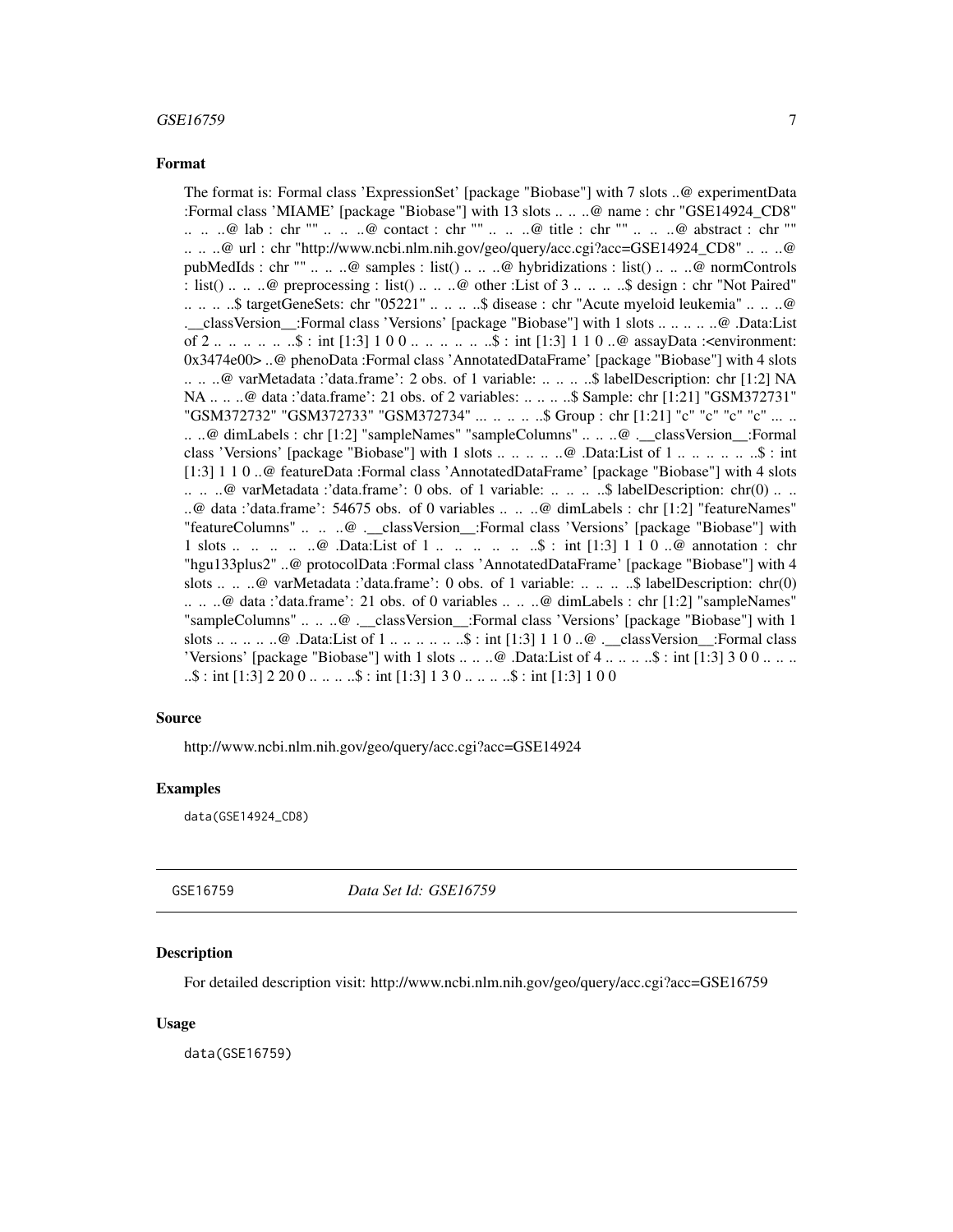### Format

The format is: Formal class 'ExpressionSet' [package "Biobase"] with 7 slots ..@ experimentData :Formal class 'MIAME' [package "Biobase"] with 13 slots .. .. ..@ name : chr "GSE14924_CD8" .. .. ..@ lab : chr "" .. .. ..@ contact : chr "" .. .. ..@ title : chr "" .. .. ..@ abstract : chr "" .. .. ..@ url : chr "http://www.ncbi.nlm.nih.gov/geo/query/acc.cgi?acc=GSE14924_CD8" .. .. ..@ pubMedIds : chr "" .. .. ..@ samples : list() .. .. ..@ hybridizations : list() .. .. ..@ normControls : list() .. .. ..@ preprocessing : list() .. .. ..@ other :List of 3 .. .. .. ..$ design : chr "Not Paired" .. .. .. ..$ targetGeneSets: chr "05221" .. .. .. ..$ disease : chr "Acute myeloid leukemia" .. .. ..@ .__classVersion__:Formal class 'Versions' [package "Biobase"] with 1 slots .. .. .. .. ..@ .Data:List of 2 .. .. .. .. .. ..$ : int [1:3] 1 0 0 .. .. .. .. .. ..$ : int [1:3] 1 1 0 ..@ assayData :<environment: 0x3474e00> ..@ phenoData :Formal class 'AnnotatedDataFrame' [package "Biobase"] with 4 slots .. .. ..@ varMetadata :'data.frame': 2 obs. of 1 variable: .. .. .. ..$ labelDescription: chr [1:2] NA NA .. .. ..@ data :'data.frame': 21 obs. of 2 variables: .. .. .. ..$ Sample: chr [1:21] "GSM372731" "GSM372732" "GSM372733" "GSM372734" ... .. .. .. ..$ Group : chr [1:21] "c" "c" "c" "c" ... .. .. ..@ dimLabels : chr [1:2] "sampleNames" "sampleColumns" .. .. ..@ .__classVersion__:Formal class 'Versions' [package "Biobase"] with 1 slots .. .. .. .. ..@ .Data:List of 1 .. .. .. .. .. ..$ : int [1:3] 1 1 0 ..@ featureData :Formal class 'AnnotatedDataFrame' [package "Biobase"] with 4 slots .. .. ..@ varMetadata :'data.frame': 0 obs. of 1 variable: .. .. .. ..$ labelDescription: chr(0) .. .. ..@ data :'data.frame': 54675 obs. of 0 variables .. .. ..@ dimLabels : chr [1:2] "featureNames" "featureColumns" .. .. ..@ .__classVersion__:Formal class 'Versions' [package "Biobase"] with 1 slots .. .. .. .. ..@ .Data:List of 1 .. .. .. .. .. ..$ : int [1:3] 1 1 0 ..@ annotation : chr "hgu133plus2" ..@ protocolData :Formal class 'AnnotatedDataFrame' [package "Biobase"] with 4 slots .. .. ..@ varMetadata :'data.frame': 0 obs. of 1 variable: .. .. .. ..$ labelDescription: chr(0) .. .. ..@ data :'data.frame': 21 obs. of 0 variables .. .. ..@ dimLabels : chr [1:2] "sampleNames" "sampleColumns" .. .. ..@ .__classVersion__:Formal class 'Versions' [package "Biobase"] with 1 slots .. .. .. .. ..@ .Data:List of 1 .. .. .. .. .. ..$ : int [1:3] 1 1 0 ..@ .__classVersion__:Formal class 'Versions' [package "Biobase"] with 1 slots .. .. ..@ .Data:List of 4 .. .. .. ..$ : int [1:3] 3 0 0 .. .. .. ..$ : int [1:3] 2 20 0 .. .. .. ..$ : int [1:3] 1 3 0 .. .. .. ..$ : int [1:3] 1 0 0

### Source

http://www.ncbi.nlm.nih.gov/geo/query/acc.cgi?acc=GSE14924

### Examples

```
data(GSE14924_CD8)
```

---

## GSE16759 *Data Set Id: GSE16759*

### Description

For detailed description visit: http://www.ncbi.nlm.nih.gov/geo/query/acc.cgi?acc=GSE16759

### Usage

```
data(GSE16759)
```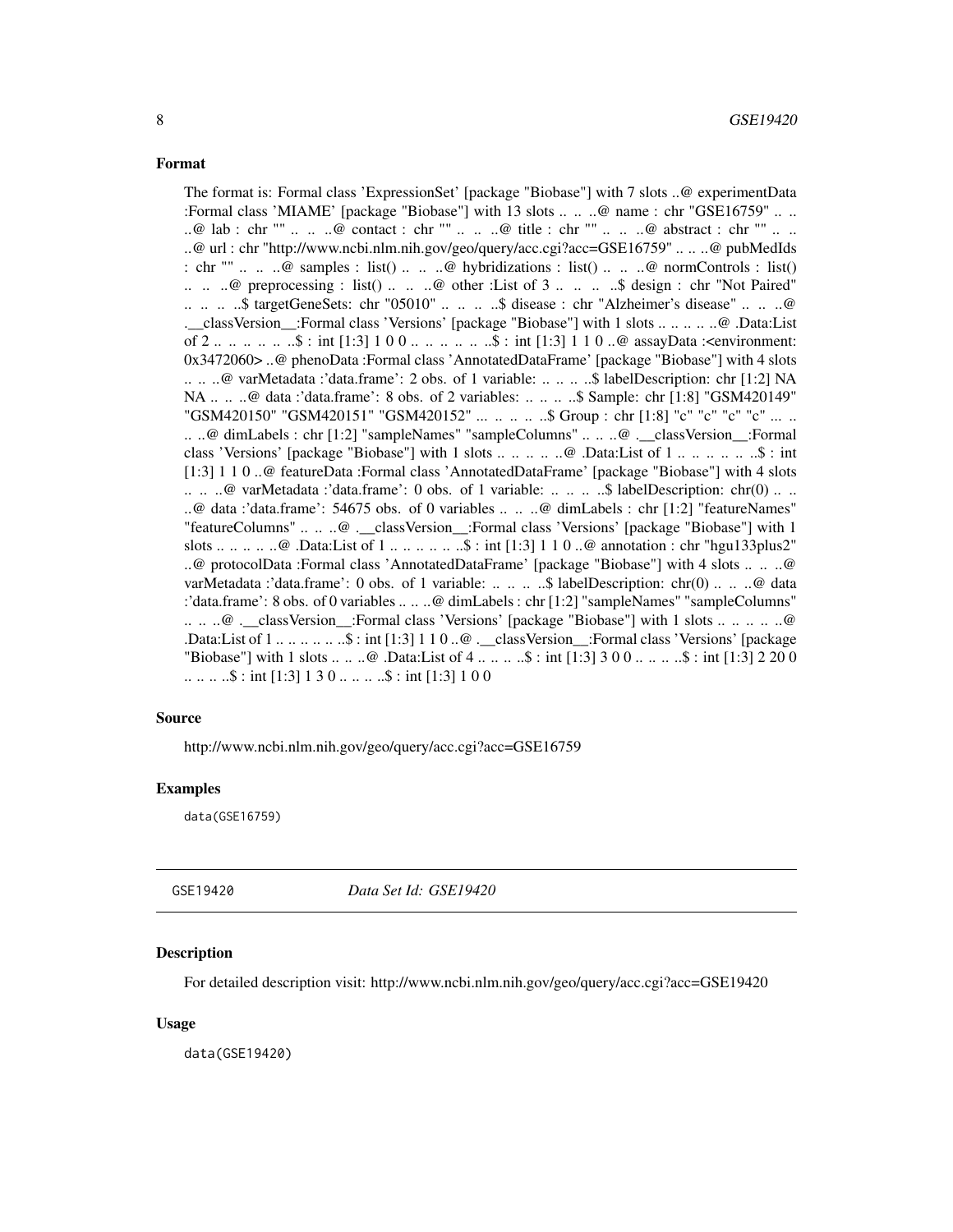### Format

The format is: Formal class 'ExpressionSet' [package "Biobase"] with 7 slots ..@ experimentData :Formal class 'MIAME' [package "Biobase"] with 13 slots .. .. ..@ name : chr "GSE16759" .. .. ..@ lab : chr "" .. .. ..@ contact : chr "" .. .. ..@ title : chr "" .. .. ..@ abstract : chr "" .. .. ..@ url : chr "http://www.ncbi.nlm.nih.gov/geo/query/acc.cgi?acc=GSE16759" .. .. ..@ pubMedIds : chr "" .. .. ..@ samples : list() .. .. ..@ hybridizations : list() .. .. ..@ normControls : list() .. .. ..@ preprocessing : list() .. .. ..@ other :List of 3 .. .. .. ..$ design : chr "Not Paired" .. .. .. ..$ targetGeneSets: chr "05010" .. .. .. ..$ disease : chr "Alzheimer's disease" .. .. ..@ .__classVersion__:Formal class 'Versions' [package "Biobase"] with 1 slots .. .. .. .. ..@ .Data:List of 2 .. .. .. .. .. ..$ : int [1:3] 1 0 0 .. .. .. .. .. ..$ : int [1:3] 1 1 0 ..@ assayData :<environment: 0x3472060> ..@ phenoData :Formal class 'AnnotatedDataFrame' [package "Biobase"] with 4 slots .. .. ..@ varMetadata :'data.frame': 2 obs. of 1 variable: .. .. .. ..$ labelDescription: chr [1:2] NA NA .. .. ..@ data :'data.frame': 8 obs. of 2 variables: .. .. .. ..$ Sample: chr [1:8] "GSM420149" "GSM420150" "GSM420151" "GSM420152" ... .. .. .. ..$ Group : chr [1:8] "c" "c" "c" "c" ... .. .. ..@ dimLabels : chr [1:2] "sampleNames" "sampleColumns" .. .. ..@ .__classVersion__:Formal class 'Versions' [package "Biobase"] with 1 slots .. .. .. .. ..@ .Data:List of 1 .. .. .. .. .. ..$ : int [1:3] 1 1 0 ..@ featureData :Formal class 'AnnotatedDataFrame' [package "Biobase"] with 4 slots .. .. ..@ varMetadata :'data.frame': 0 obs. of 1 variable: .. .. .. ..$ labelDescription: chr(0) .. .. ..@ data :'data.frame': 54675 obs. of 0 variables .. .. ..@ dimLabels : chr [1:2] "featureNames" "featureColumns" .. .. ..@ .__classVersion__:Formal class 'Versions' [package "Biobase"] with 1 slots .. .. .. .. ..@ .Data:List of 1 .. .. .. .. .. ..$ : int [1:3] 1 1 0 ..@ annotation : chr "hgu133plus2" ..@ protocolData :Formal class 'AnnotatedDataFrame' [package "Biobase"] with 4 slots .. .. ..@ varMetadata :'data.frame': 0 obs. of 1 variable: .. .. .. ..$ labelDescription: chr(0) .. .. ..@ data :'data.frame': 8 obs. of 0 variables .. .. ..@ dimLabels : chr [1:2] "sampleNames" "sampleColumns" .. .. ..@ .__classVersion__:Formal class 'Versions' [package "Biobase"] with 1 slots .. .. .. .. ..@ .Data:List of 1 .. .. .. .. .. ..$ : int [1:3] 1 1 0 ..@ .__classVersion__:Formal class 'Versions' [package "Biobase"] with 1 slots .. .. ..@ .Data:List of 4 .. .. .. ..$ : int [1:3] 3 0 0 .. .. .. ..$ : int [1:3] 2 20 0 .. .. .. ..$ : int [1:3] 1 3 0 .. .. .. ..$ : int [1:3] 1 0 0

### Source

http://www.ncbi.nlm.nih.gov/geo/query/acc.cgi?acc=GSE16759

### Examples

```
data(GSE16759)
```

---

## GSE19420 *Data Set Id: GSE19420*

### Description

For detailed description visit: http://www.ncbi.nlm.nih.gov/geo/query/acc.cgi?acc=GSE19420

### Usage

```
data(GSE19420)
```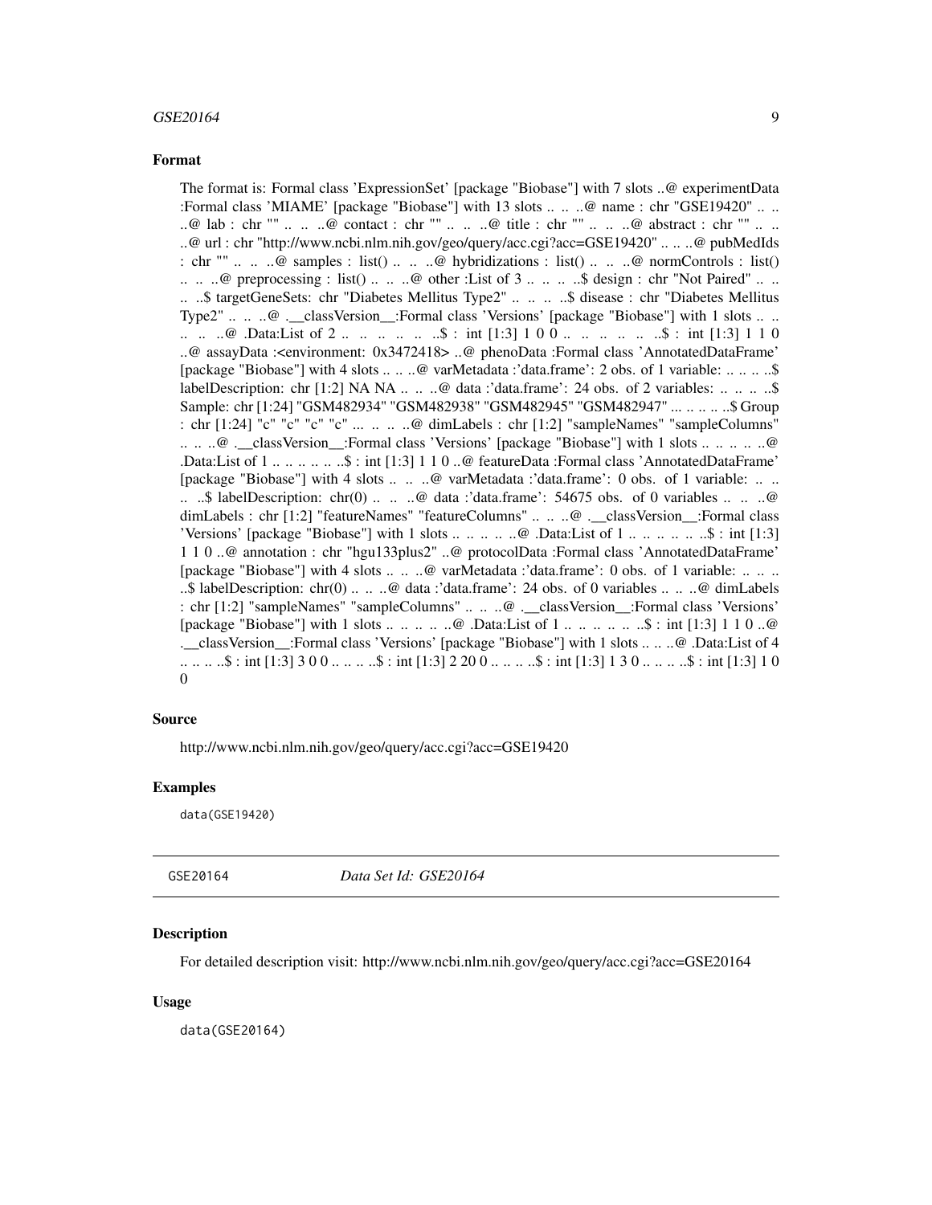### Format

The format is: Formal class 'ExpressionSet' [package "Biobase"] with 7 slots ..@ experimentData :Formal class 'MIAME' [package "Biobase"] with 13 slots .. .. ..@ name : chr "GSE19420" .. .. ..@ lab : chr "" .. .. ..@ contact : chr "" .. .. ..@ title : chr "" .. .. ..@ abstract : chr "" .. .. ..@ url : chr "http://www.ncbi.nlm.nih.gov/geo/query/acc.cgi?acc=GSE19420" .. .. ..@ pubMedIds : chr "" .. .. ..@ samples : list() .. .. ..@ hybridizations : list() .. .. ..@ normControls : list() .. .. ..@ preprocessing : list() .. .. ..@ other :List of 3 .. .. .. ..$ design : chr "Not Paired" .. .. .. ..$ targetGeneSets: chr "Diabetes Mellitus Type2" .. .. .. ..$ disease : chr "Diabetes Mellitus Type2" .. .. ..@ .__classVersion__:Formal class 'Versions' [package "Biobase"] with 1 slots .. .. .. .. ..@ .Data:List of 2 .. .. .. .. .. ..$ : int [1:3] 1 0 0 .. .. .. .. .. ..$ : int [1:3] 1 1 0 ..@ assayData :<environment: 0x3472418> ..@ phenoData :Formal class 'AnnotatedDataFrame' [package "Biobase"] with 4 slots .. .. ..@ varMetadata :'data.frame': 2 obs. of 1 variable: .. .. .. ..$ labelDescription: chr [1:2] NA NA .. .. ..@ data :'data.frame': 24 obs. of 2 variables: .. .. .. ..$ Sample: chr [1:24] "GSM482934" "GSM482938" "GSM482945" "GSM482947" ... .. .. .. ..$ Group : chr [1:24] "c" "c" "c" "c" ... .. .. ..@ dimLabels : chr [1:2] "sampleNames" "sampleColumns" .. .. ..@ .__classVersion__:Formal class 'Versions' [package "Biobase"] with 1 slots .. .. .. .. ..@ .Data:List of 1 .. .. .. .. .. ..$ : int [1:3] 1 1 0 ..@ featureData :Formal class 'AnnotatedDataFrame' [package "Biobase"] with 4 slots .. .. ..@ varMetadata :'data.frame': 0 obs. of 1 variable: .. .. .. ..$ labelDescription: chr(0) .. .. ..@ data :'data.frame': 54675 obs. of 0 variables .. .. ..@ dimLabels : chr [1:2] "featureNames" "featureColumns" .. .. ..@ .__classVersion__:Formal class 'Versions' [package "Biobase"] with 1 slots .. .. .. .. ..@ .Data:List of 1 .. .. .. .. .. ..$ : int [1:3] 1 1 0 ..@ annotation : chr "hgu133plus2" ..@ protocolData :Formal class 'AnnotatedDataFrame' [package "Biobase"] with 4 slots .. .. ..@ varMetadata :'data.frame': 0 obs. of 1 variable: .. .. .. ..$ labelDescription: chr(0) .. .. ..@ data :'data.frame': 24 obs. of 0 variables .. .. ..@ dimLabels : chr [1:2] "sampleNames" "sampleColumns" .. .. ..@ .__classVersion__:Formal class 'Versions' [package "Biobase"] with 1 slots .. .. .. .. ..@ .Data:List of 1 .. .. .. .. .. ..$ : int [1:3] 1 1 0 ..@ .__classVersion__:Formal class 'Versions' [package "Biobase"] with 1 slots .. .. ..@ .Data:List of 4 .. .. .. ..$ : int [1:3] 3 0 0 .. .. .. ..$ : int [1:3] 2 20 0 .. .. .. ..$ : int [1:3] 1 3 0 .. .. .. ..$ : int [1:3] 1 0 0

### Source

http://www.ncbi.nlm.nih.gov/geo/query/acc.cgi?acc=GSE19420

### Examples

```
data(GSE19420)
```

---

## GSE20164 — *Data Set Id: GSE20164*

### Description

For detailed description visit: http://www.ncbi.nlm.nih.gov/geo/query/acc.cgi?acc=GSE20164

### Usage

```
data(GSE20164)
```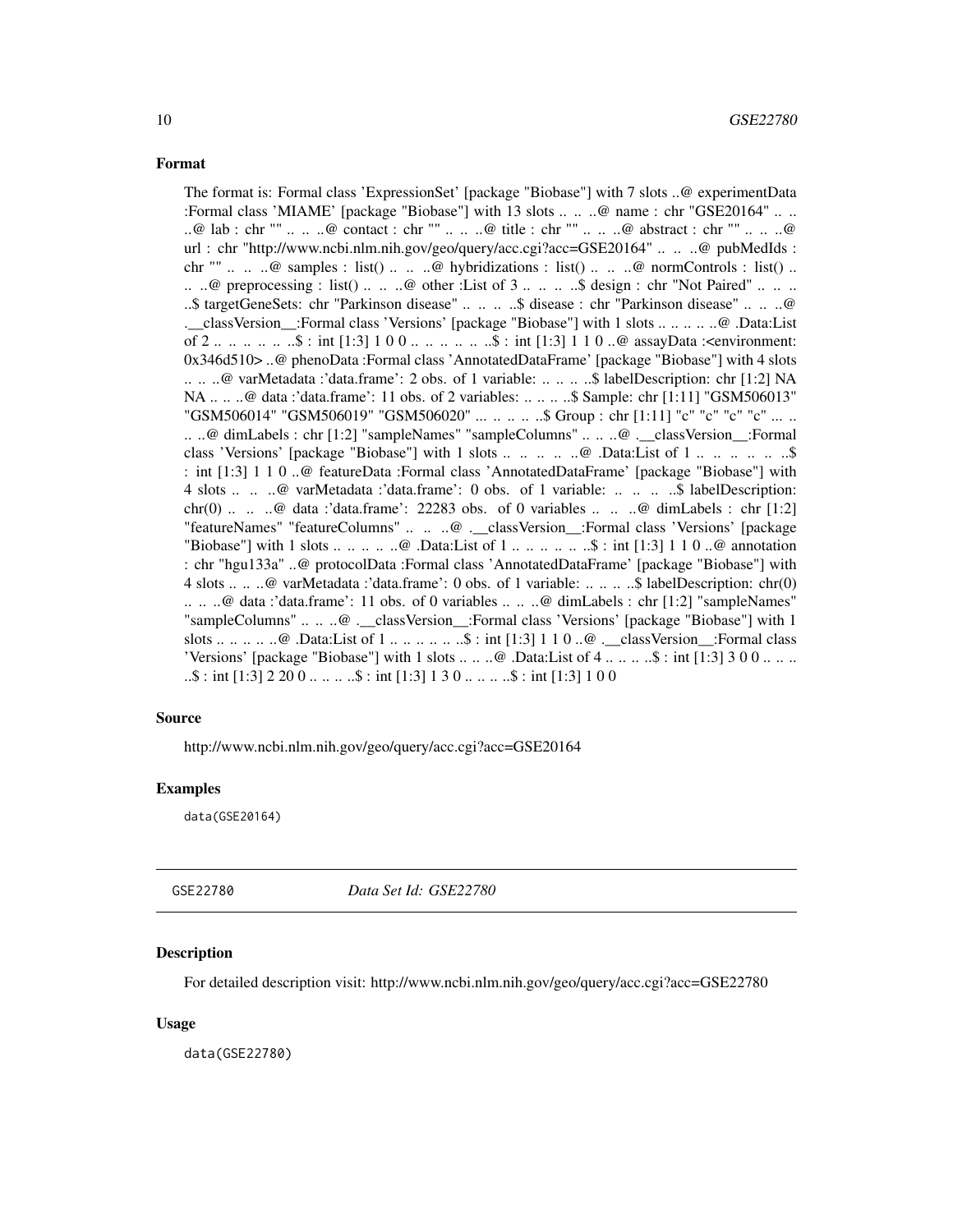### Format

The format is: Formal class 'ExpressionSet' [package "Biobase"] with 7 slots ..@ experimentData :Formal class 'MIAME' [package "Biobase"] with 13 slots .. .. ..@ name : chr "GSE20164" .. .. ..@ lab : chr "" .. .. ..@ contact : chr "" .. .. ..@ title : chr "" .. .. ..@ abstract : chr "" .. .. ..@ url : chr "http://www.ncbi.nlm.nih.gov/geo/query/acc.cgi?acc=GSE20164" .. .. ..@ pubMedIds : chr "" .. .. ..@ samples : list() .. .. ..@ hybridizations : list() .. .. ..@ normControls : list() .. .. ..@ preprocessing : list() .. .. ..@ other :List of 3 .. .. .. ..$ design : chr "Not Paired" .. .. .. ..$ targetGeneSets: chr "Parkinson disease" .. .. .. ..$ disease : chr "Parkinson disease" .. .. ..@ .__classVersion__:Formal class 'Versions' [package "Biobase"] with 1 slots .. .. .. .. ..@ .Data:List of 2 .. .. .. .. .. ..$ : int [1:3] 1 0 0 .. .. .. .. .. ..$ : int [1:3] 1 1 0 ..@ assayData :<environment: 0x346d510> ..@ phenoData :Formal class 'AnnotatedDataFrame' [package "Biobase"] with 4 slots .. .. ..@ varMetadata :'data.frame': 2 obs. of 1 variable: .. .. .. ..$ labelDescription: chr [1:2] NA NA .. .. ..@ data :'data.frame': 11 obs. of 2 variables: .. .. .. ..$ Sample: chr [1:11] "GSM506013" "GSM506014" "GSM506019" "GSM506020" ... .. .. .. ..$ Group : chr [1:11] "c" "c" "c" "c" ... .. .. ..@ dimLabels : chr [1:2] "sampleNames" "sampleColumns" .. .. ..@ .__classVersion__:Formal class 'Versions' [package "Biobase"] with 1 slots .. .. .. .. ..@ .Data:List of 1 .. .. .. .. .. ..$ : int [1:3] 1 1 0 ..@ featureData :Formal class 'AnnotatedDataFrame' [package "Biobase"] with 4 slots .. .. ..@ varMetadata :'data.frame': 0 obs. of 1 variable: .. .. .. ..$ labelDescription: chr(0) .. .. ..@ data :'data.frame': 22283 obs. of 0 variables .. .. ..@ dimLabels : chr [1:2] "featureNames" "featureColumns" .. .. ..@ .__classVersion__:Formal class 'Versions' [package "Biobase"] with 1 slots .. .. .. .. ..@ .Data:List of 1 .. .. .. .. .. ..$ : int [1:3] 1 1 0 ..@ annotation : chr "hgu133a" ..@ protocolData :Formal class 'AnnotatedDataFrame' [package "Biobase"] with 4 slots .. .. ..@ varMetadata :'data.frame': 0 obs. of 1 variable: .. .. .. ..$ labelDescription: chr(0) .. .. ..@ data :'data.frame': 11 obs. of 0 variables .. .. ..@ dimLabels : chr [1:2] "sampleNames" "sampleColumns" .. .. ..@ .__classVersion__:Formal class 'Versions' [package "Biobase"] with 1 slots .. .. .. .. ..@ .Data:List of 1 .. .. .. .. .. ..$ : int [1:3] 1 1 0 ..@ .__classVersion__:Formal class 'Versions' [package "Biobase"] with 1 slots .. .. ..@ .Data:List of 4 .. .. .. ..$ : int [1:3] 3 0 0 .. .. .. ..$ : int [1:3] 2 20 0 .. .. .. ..$ : int [1:3] 1 3 0 .. .. .. ..$ : int [1:3] 1 0 0

### Source

http://www.ncbi.nlm.nih.gov/geo/query/acc.cgi?acc=GSE20164

### Examples

```
data(GSE20164)
```

---

## GSE22780 — *Data Set Id: GSE22780*

### Description

For detailed description visit: http://www.ncbi.nlm.nih.gov/geo/query/acc.cgi?acc=GSE22780

### Usage

```
data(GSE22780)
```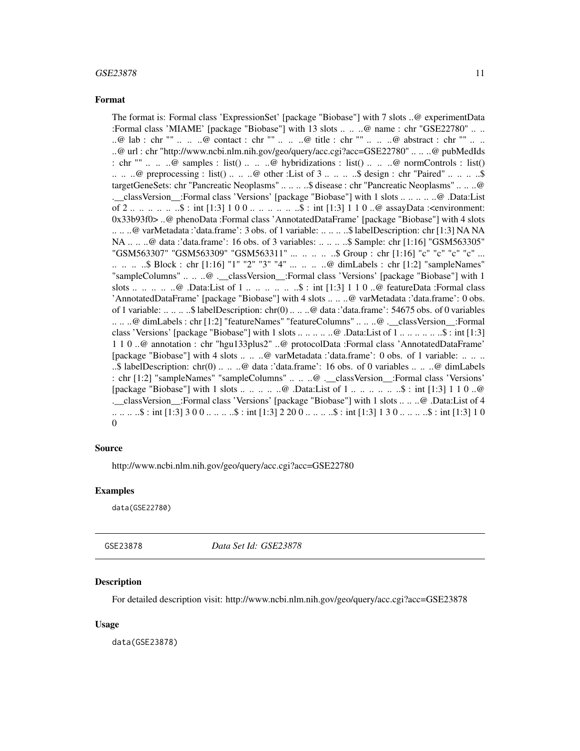### Format

The format is: Formal class 'ExpressionSet' [package "Biobase"] with 7 slots ..@ experimentData :Formal class 'MIAME' [package "Biobase"] with 13 slots .. .. ..@ name : chr "GSE22780" .. .. ..@ lab : chr "" .. .. ..@ contact : chr "" .. .. ..@ title : chr "" .. .. ..@ abstract : chr "" .. .. ..@ url : chr "http://www.ncbi.nlm.nih.gov/geo/query/acc.cgi?acc=GSE22780" .. .. ..@ pubMedIds : chr "" .. .. ..@ samples : list() .. .. ..@ hybridizations : list() .. .. ..@ normControls : list() .. .. ..@ preprocessing : list() .. .. ..@ other :List of 3 .. .. .. ..$ design : chr "Paired" .. .. .. ..$ targetGeneSets: chr "Pancreatic Neoplasms" .. .. .. ..$ disease : chr "Pancreatic Neoplasms" .. .. ..@ .__classVersion__:Formal class 'Versions' [package "Biobase"] with 1 slots .. .. .. .. ..@ .Data:List of 2 .. .. .. .. .. ..$ : int [1:3] 1 0 0 .. .. .. .. .. ..$ : int [1:3] 1 1 0 ..@ assayData :<environment: 0x33b93f0> ..@ phenoData :Formal class 'AnnotatedDataFrame' [package "Biobase"] with 4 slots .. .. ..@ varMetadata :'data.frame': 3 obs. of 1 variable: .. .. .. ..$ labelDescription: chr [1:3] NA NA NA .. .. ..@ data :'data.frame': 16 obs. of 3 variables: .. .. .. ..$ Sample: chr [1:16] "GSM563305" "GSM563307" "GSM563309" "GSM563311" ... .. .. .. ..$ Group : chr [1:16] "c" "c" "c" "c" ... .. .. .. ..$ Block : chr [1:16] "1" "2" "3" "4" ... .. .. ..@ dimLabels : chr [1:2] "sampleNames" "sampleColumns" .. .. ..@ .__classVersion__:Formal class 'Versions' [package "Biobase"] with 1 slots .. .. .. .. ..@ .Data:List of 1 .. .. .. .. .. ..$ : int [1:3] 1 1 0 ..@ featureData :Formal class 'AnnotatedDataFrame' [package "Biobase"] with 4 slots .. .. ..@ varMetadata :'data.frame': 0 obs. of 1 variable: .. .. .. ..$ labelDescription: chr(0) .. .. ..@ data :'data.frame': 54675 obs. of 0 variables .. .. ..@ dimLabels : chr [1:2] "featureNames" "featureColumns" .. .. ..@ .__classVersion__:Formal class 'Versions' [package "Biobase"] with 1 slots .. .. .. .. ..@ .Data:List of 1 .. .. .. .. .. ..$ : int [1:3] 1 1 0 ..@ annotation : chr "hgu133plus2" ..@ protocolData :Formal class 'AnnotatedDataFrame' [package "Biobase"] with 4 slots .. .. ..@ varMetadata :'data.frame': 0 obs. of 1 variable: .. .. .. ..$ labelDescription: chr(0) .. .. ..@ data :'data.frame': 16 obs. of 0 variables .. .. ..@ dimLabels : chr [1:2] "sampleNames" "sampleColumns" .. .. ..@ .__classVersion__:Formal class 'Versions' [package "Biobase"] with 1 slots .. .. .. .. ..@ .Data:List of 1 .. .. .. .. .. ..$ : int [1:3] 1 1 0 ..@ .__classVersion__:Formal class 'Versions' [package "Biobase"] with 1 slots .. .. ..@ .Data:List of 4 .. .. .. ..$ : int [1:3] 3 0 0 .. .. .. ..$ : int [1:3] 2 20 0 .. .. .. ..$ : int [1:3] 1 3 0 .. .. .. ..$ : int [1:3] 1 0 0

### Source

http://www.ncbi.nlm.nih.gov/geo/query/acc.cgi?acc=GSE22780

### Examples

```
data(GSE22780)
```

---

## GSE23878 *Data Set Id: GSE23878*

### Description

For detailed description visit: http://www.ncbi.nlm.nih.gov/geo/query/acc.cgi?acc=GSE23878

### Usage

```
data(GSE23878)
```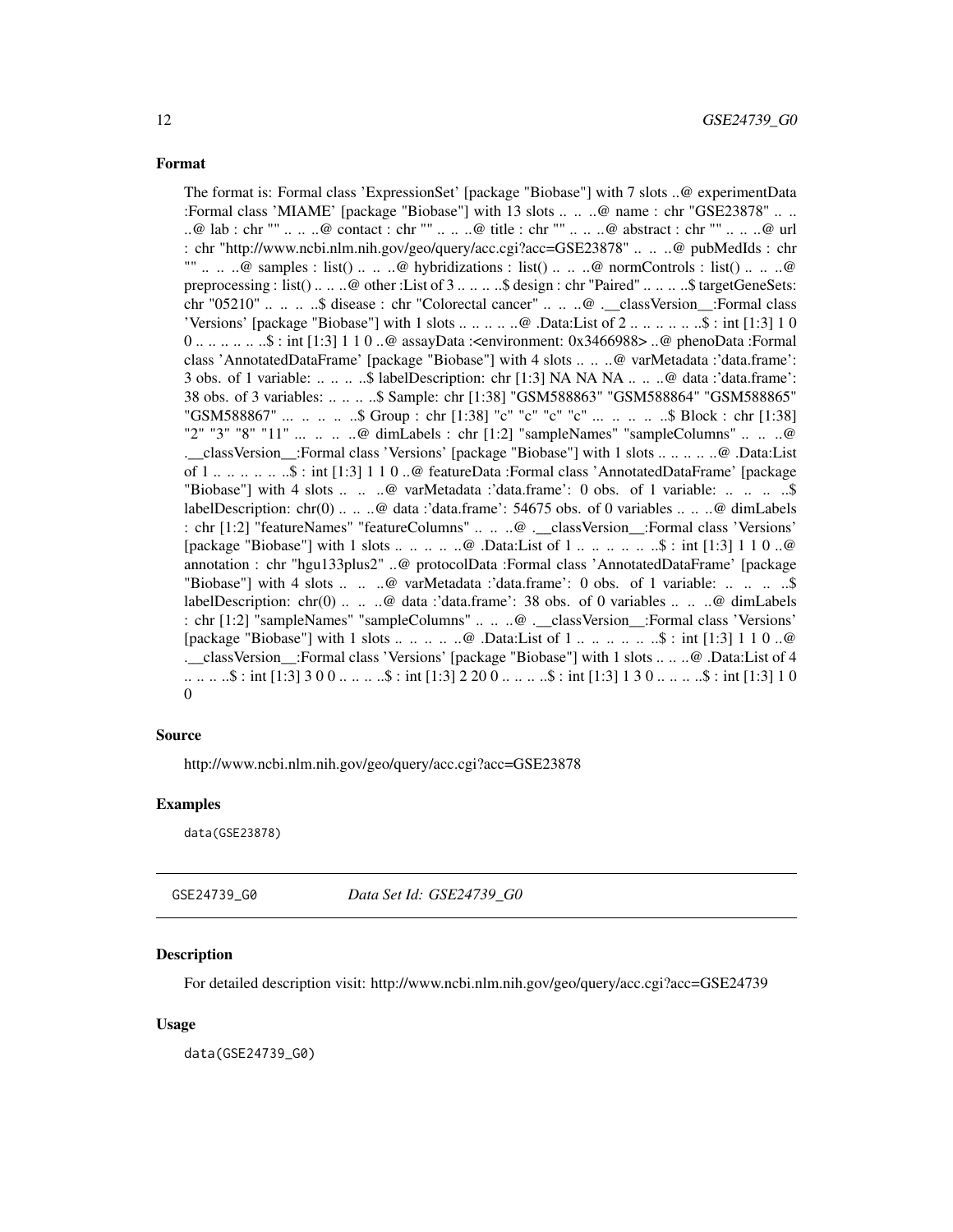### Format

The format is: Formal class 'ExpressionSet' [package "Biobase"] with 7 slots ..@ experimentData :Formal class 'MIAME' [package "Biobase"] with 13 slots .. .. ..@ name : chr "GSE23878" .. .. ..@ lab : chr "" .. .. ..@ contact : chr "" .. .. ..@ title : chr "" .. .. ..@ abstract : chr "" .. .. ..@ url : chr "http://www.ncbi.nlm.nih.gov/geo/query/acc.cgi?acc=GSE23878" .. .. ..@ pubMedIds : chr "" .. .. ..@ samples : list() .. .. ..@ hybridizations : list() .. .. ..@ normControls : list() .. .. ..@ preprocessing : list() .. .. ..@ other :List of 3 .. .. .. ..$ design : chr "Paired" .. .. .. ..$ targetGeneSets: chr "05210" .. .. .. ..$ disease : chr "Colorectal cancer" .. .. ..@ .__classVersion__:Formal class 'Versions' [package "Biobase"] with 1 slots .. .. .. .. ..@ .Data:List of 2 .. .. .. .. .. ..$ : int [1:3] 1 0 0 .. .. .. .. .. ..$ : int [1:3] 1 1 0 ..@ assayData :<environment: 0x3466988> ..@ phenoData :Formal class 'AnnotatedDataFrame' [package "Biobase"] with 4 slots .. .. ..@ varMetadata :'data.frame': 3 obs. of 1 variable: .. .. .. ..$ labelDescription: chr [1:3] NA NA NA .. .. ..@ data :'data.frame': 38 obs. of 3 variables: .. .. .. ..$ Sample: chr [1:38] "GSM588863" "GSM588864" "GSM588865" "GSM588867" ... .. .. .. ..$ Group : chr [1:38] "c" "c" "c" "c" ... .. .. .. ..$ Block : chr [1:38] "2" "3" "8" "11" ... .. .. ..@ dimLabels : chr [1:2] "sampleNames" "sampleColumns" .. .. ..@ .__classVersion__:Formal class 'Versions' [package "Biobase"] with 1 slots .. .. .. .. ..@ .Data:List of 1 .. .. .. .. .. ..$ : int [1:3] 1 1 0 ..@ featureData :Formal class 'AnnotatedDataFrame' [package "Biobase"] with 4 slots .. .. ..@ varMetadata :'data.frame': 0 obs. of 1 variable: .. .. .. ..$ labelDescription: chr(0) .. .. ..@ data :'data.frame': 54675 obs. of 0 variables .. .. ..@ dimLabels : chr [1:2] "featureNames" "featureColumns" .. .. ..@ .__classVersion__:Formal class 'Versions' [package "Biobase"] with 1 slots .. .. .. .. ..@ .Data:List of 1 .. .. .. .. .. ..$ : int [1:3] 1 1 0 ..@ annotation : chr "hgu133plus2" ..@ protocolData :Formal class 'AnnotatedDataFrame' [package "Biobase"] with 4 slots .. .. ..@ varMetadata :'data.frame': 0 obs. of 1 variable: .. .. .. ..$ labelDescription: chr(0) .. .. ..@ data :'data.frame': 38 obs. of 0 variables .. .. ..@ dimLabels : chr [1:2] "sampleNames" "sampleColumns" .. .. ..@ .__classVersion__:Formal class 'Versions' [package "Biobase"] with 1 slots .. .. .. .. ..@ .Data:List of 1 .. .. .. .. .. ..$ : int [1:3] 1 1 0 ..@ .__classVersion__:Formal class 'Versions' [package "Biobase"] with 1 slots .. .. ..@ .Data:List of 4 .. .. .. ..$ : int [1:3] 3 0 0 .. .. .. ..$ : int [1:3] 2 20 0 .. .. .. ..$ : int [1:3] 1 3 0 .. .. .. ..$ : int [1:3] 1 0 0

### Source

http://www.ncbi.nlm.nih.gov/geo/query/acc.cgi?acc=GSE23878

### Examples

```
data(GSE23878)
```

---

## GSE24739_G0 *Data Set Id: GSE24739_G0*

### Description

For detailed description visit: http://www.ncbi.nlm.nih.gov/geo/query/acc.cgi?acc=GSE24739

### Usage

```
data(GSE24739_G0)
```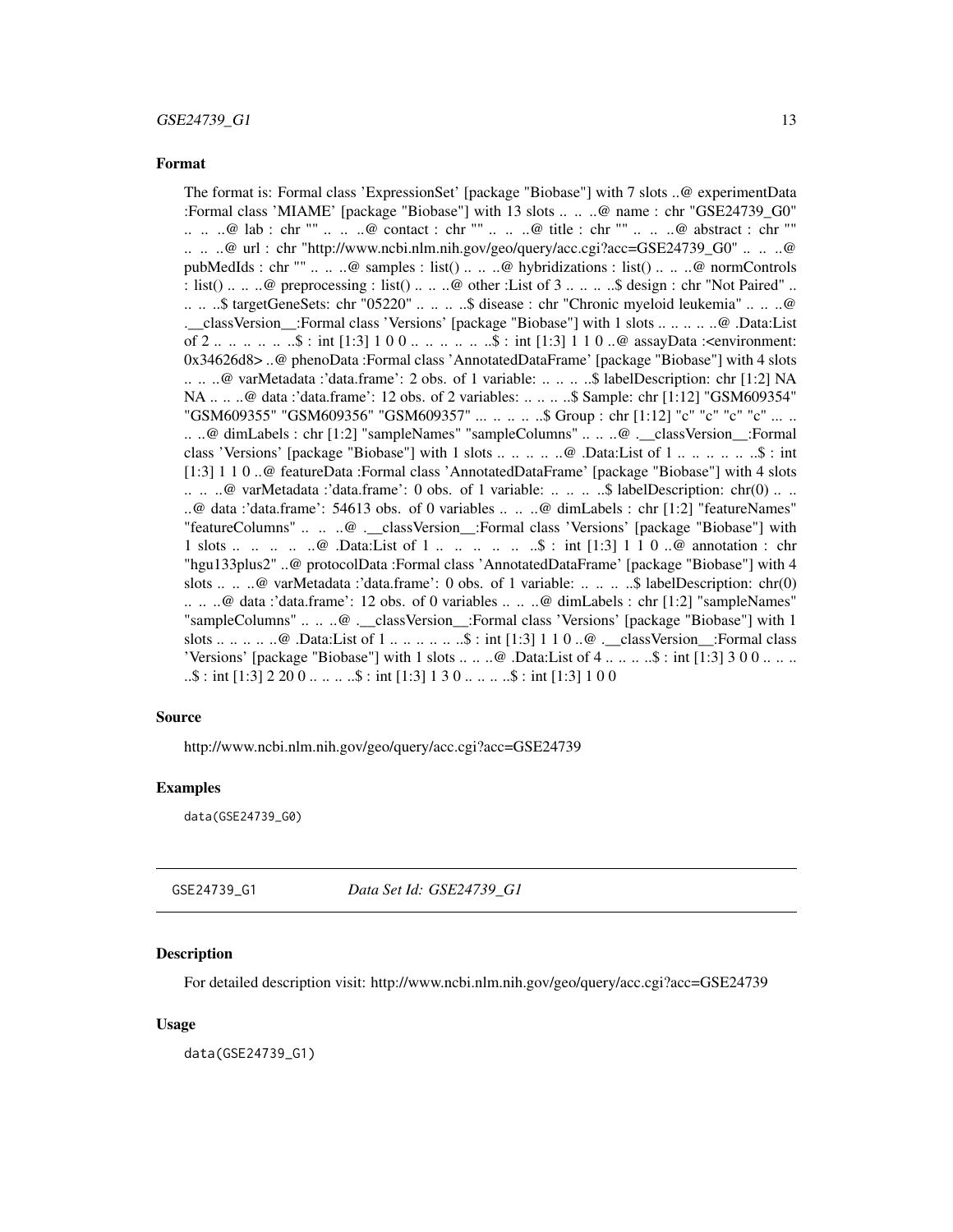### Format

The format is: Formal class 'ExpressionSet' [package "Biobase"] with 7 slots ..@ experimentData :Formal class 'MIAME' [package "Biobase"] with 13 slots .. .. ..@ name : chr "GSE24739_G0" .. .. ..@ lab : chr "" .. .. ..@ contact : chr "" .. .. ..@ title : chr "" .. .. ..@ abstract : chr "" .. .. ..@ url : chr "http://www.ncbi.nlm.nih.gov/geo/query/acc.cgi?acc=GSE24739_G0" .. .. ..@ pubMedIds : chr "" .. .. ..@ samples : list() .. .. ..@ hybridizations : list() .. .. ..@ normControls : list() .. .. ..@ preprocessing : list() .. .. ..@ other :List of 3 .. .. .. ..$ design : chr "Not Paired" .. .. .. ..$ targetGeneSets: chr "05220" .. .. .. ..$ disease : chr "Chronic myeloid leukemia" .. .. ..@ .__classVersion__:Formal class 'Versions' [package "Biobase"] with 1 slots .. .. .. .. ..@ .Data:List of 2 .. .. .. .. .. ..$ : int [1:3] 1 0 0 .. .. .. .. .. ..$ : int [1:3] 1 1 0 ..@ assayData :<environment: 0x34626d8> ..@ phenoData :Formal class 'AnnotatedDataFrame' [package "Biobase"] with 4 slots .. .. ..@ varMetadata :'data.frame': 2 obs. of 1 variable: .. .. .. ..$ labelDescription: chr [1:2] NA NA .. .. ..@ data :'data.frame': 12 obs. of 2 variables: .. .. .. ..$ Sample: chr [1:12] "GSM609354" "GSM609355" "GSM609356" "GSM609357" ... .. .. .. ..$ Group : chr [1:12] "c" "c" "c" "c" ... .. .. ..@ dimLabels : chr [1:2] "sampleNames" "sampleColumns" .. .. ..@ .__classVersion__:Formal class 'Versions' [package "Biobase"] with 1 slots .. .. .. .. ..@ .Data:List of 1 .. .. .. .. .. ..$ : int [1:3] 1 1 0 ..@ featureData :Formal class 'AnnotatedDataFrame' [package "Biobase"] with 4 slots .. .. ..@ varMetadata :'data.frame': 0 obs. of 1 variable: .. .. .. ..$ labelDescription: chr(0) .. .. ..@ data :'data.frame': 54613 obs. of 0 variables .. .. ..@ dimLabels : chr [1:2] "featureNames" "featureColumns" .. .. ..@ .__classVersion__:Formal class 'Versions' [package "Biobase"] with 1 slots .. .. .. .. ..@ .Data:List of 1 .. .. .. .. .. ..$ : int [1:3] 1 1 0 ..@ annotation : chr "hgu133plus2" ..@ protocolData :Formal class 'AnnotatedDataFrame' [package "Biobase"] with 4 slots .. .. ..@ varMetadata :'data.frame': 0 obs. of 1 variable: .. .. .. ..$ labelDescription: chr(0) .. .. ..@ data :'data.frame': 12 obs. of 0 variables .. .. ..@ dimLabels : chr [1:2] "sampleNames" "sampleColumns" .. .. ..@ .__classVersion__:Formal class 'Versions' [package "Biobase"] with 1 slots .. .. .. .. ..@ .Data:List of 1 .. .. .. .. .. ..$ : int [1:3] 1 1 0 ..@ .__classVersion__:Formal class 'Versions' [package "Biobase"] with 1 slots .. .. ..@ .Data:List of 4 .. .. .. ..$ : int [1:3] 3 0 0 .. .. .. ..$ : int [1:3] 2 20 0 .. .. .. ..$ : int [1:3] 1 3 0 .. .. .. ..$ : int [1:3] 1 0 0

### Source

http://www.ncbi.nlm.nih.gov/geo/query/acc.cgi?acc=GSE24739

### Examples

```
data(GSE24739_G0)
```

---

## GSE24739_G1 — *Data Set Id: GSE24739_G1*

### Description

For detailed description visit: http://www.ncbi.nlm.nih.gov/geo/query/acc.cgi?acc=GSE24739

### Usage

```
data(GSE24739_G1)
```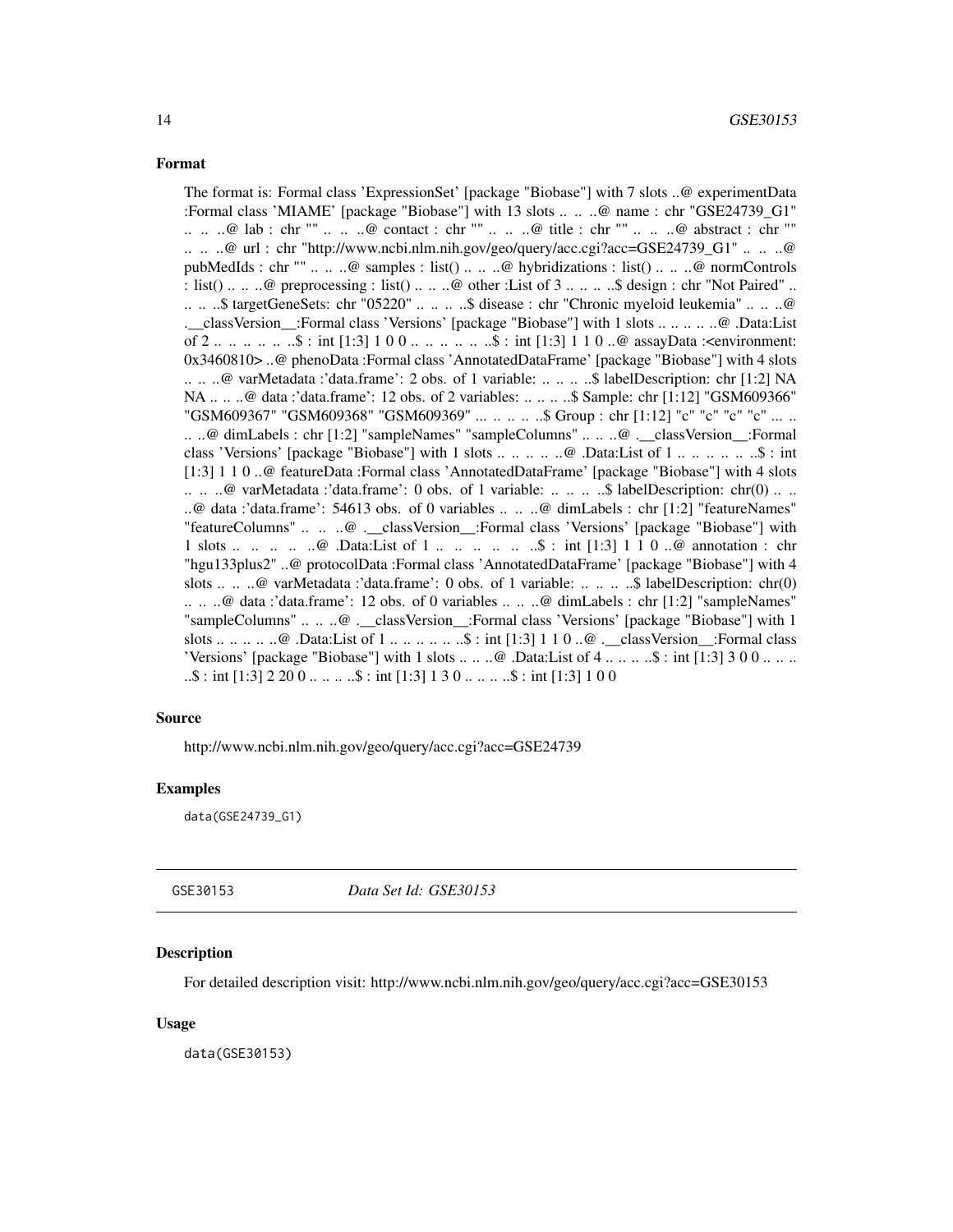### Format

The format is: Formal class 'ExpressionSet' [package "Biobase"] with 7 slots ..@ experimentData :Formal class 'MIAME' [package "Biobase"] with 13 slots .. .. ..@ name : chr "GSE24739_G1" .. .. ..@ lab : chr "" .. .. ..@ contact : chr "" .. .. ..@ title : chr "" .. .. ..@ abstract : chr "" .. .. ..@ url : chr "http://www.ncbi.nlm.nih.gov/geo/query/acc.cgi?acc=GSE24739_G1" .. .. ..@ pubMedIds : chr "" .. .. ..@ samples : list() .. .. ..@ hybridizations : list() .. .. ..@ normControls : list() .. .. ..@ preprocessing : list() .. .. ..@ other :List of 3 .. .. .. ..$ design : chr "Not Paired" .. .. .. ..$ targetGeneSets: chr "05220" .. .. .. ..$ disease : chr "Chronic myeloid leukemia" .. .. ..@ .__classVersion__:Formal class 'Versions' [package "Biobase"] with 1 slots .. .. .. .. ..@ .Data:List of 2 .. .. .. .. .. ..$ : int [1:3] 1 0 0 .. .. .. .. .. ..$ : int [1:3] 1 1 0 ..@ assayData :<environment: 0x3460810> ..@ phenoData :Formal class 'AnnotatedDataFrame' [package "Biobase"] with 4 slots .. .. ..@ varMetadata :'data.frame': 2 obs. of 1 variable: .. .. .. ..$ labelDescription: chr [1:2] NA NA .. .. ..@ data :'data.frame': 12 obs. of 2 variables: .. .. .. ..$ Sample: chr [1:12] "GSM609366" "GSM609367" "GSM609368" "GSM609369" ... .. .. .. ..$ Group : chr [1:12] "c" "c" "c" "c" ... .. .. ..@ dimLabels : chr [1:2] "sampleNames" "sampleColumns" .. .. ..@ .__classVersion__:Formal class 'Versions' [package "Biobase"] with 1 slots .. .. .. .. ..@ .Data:List of 1 .. .. .. .. .. ..$ : int [1:3] 1 1 0 ..@ featureData :Formal class 'AnnotatedDataFrame' [package "Biobase"] with 4 slots .. .. ..@ varMetadata :'data.frame': 0 obs. of 1 variable: .. .. .. ..$ labelDescription: chr(0) .. .. ..@ data :'data.frame': 54613 obs. of 0 variables .. .. ..@ dimLabels : chr [1:2] "featureNames" "featureColumns" .. .. ..@ .__classVersion__:Formal class 'Versions' [package "Biobase"] with 1 slots .. .. .. .. ..@ .Data:List of 1 .. .. .. .. .. ..$ : int [1:3] 1 1 0 ..@ annotation : chr "hgu133plus2" ..@ protocolData :Formal class 'AnnotatedDataFrame' [package "Biobase"] with 4 slots .. .. ..@ varMetadata :'data.frame': 0 obs. of 1 variable: .. .. .. ..$ labelDescription: chr(0) .. .. ..@ data :'data.frame': 12 obs. of 0 variables .. .. ..@ dimLabels : chr [1:2] "sampleNames" "sampleColumns" .. .. ..@ .__classVersion__:Formal class 'Versions' [package "Biobase"] with 1 slots .. .. .. .. ..@ .Data:List of 1 .. .. .. .. .. ..$ : int [1:3] 1 1 0 ..@ .__classVersion__:Formal class 'Versions' [package "Biobase"] with 1 slots .. .. ..@ .Data:List of 4 .. .. .. ..$ : int [1:3] 3 0 0 .. .. .. ..$ : int [1:3] 2 20 0 .. .. .. ..$ : int [1:3] 1 3 0 .. .. .. ..$ : int [1:3] 1 0 0

### Source

http://www.ncbi.nlm.nih.gov/geo/query/acc.cgi?acc=GSE24739

### Examples

```
data(GSE24739_G1)
```

---

## GSE30153 — *Data Set Id: GSE30153*

### Description

For detailed description visit: http://www.ncbi.nlm.nih.gov/geo/query/acc.cgi?acc=GSE30153

### Usage

```
data(GSE30153)
```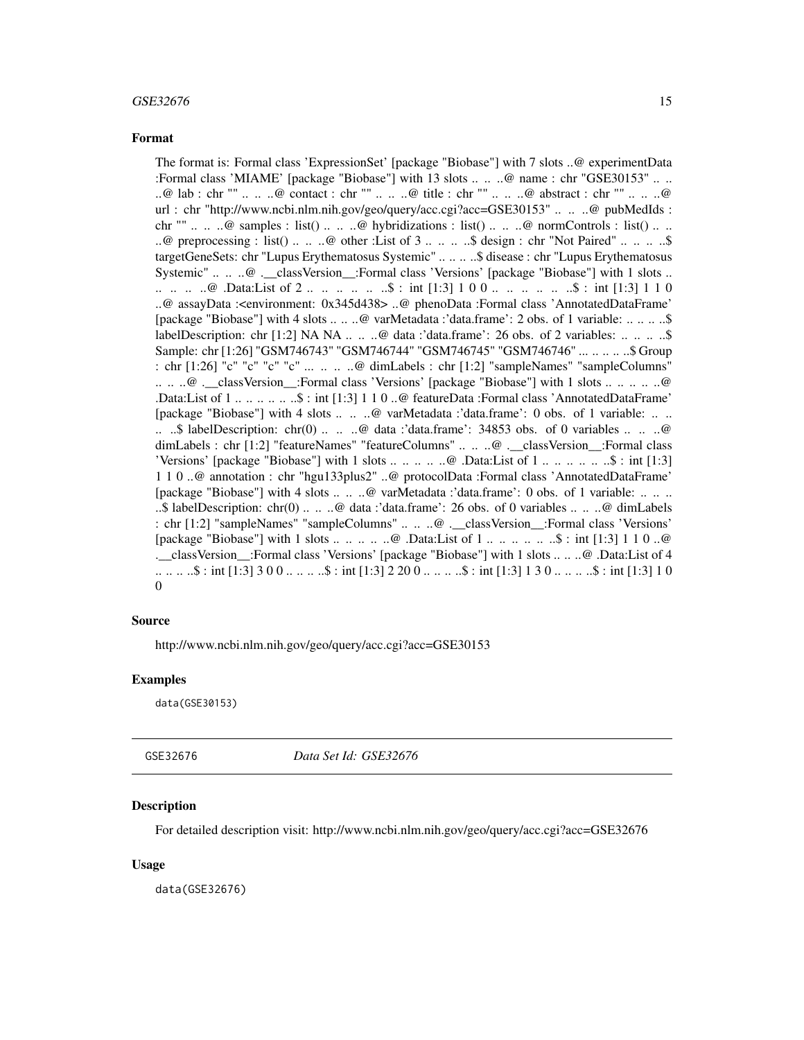### Format

The format is: Formal class 'ExpressionSet' [package "Biobase"] with 7 slots ..@ experimentData :Formal class 'MIAME' [package "Biobase"] with 13 slots .. .. ..@ name : chr "GSE30153" .. .. ..@ lab : chr "" .. .. ..@ contact : chr "" .. .. ..@ title : chr "" .. .. ..@ abstract : chr "" .. .. ..@ url : chr "http://www.ncbi.nlm.nih.gov/geo/query/acc.cgi?acc=GSE30153" .. .. ..@ pubMedIds : chr "" .. .. ..@ samples : list() .. .. ..@ hybridizations : list() .. .. ..@ normControls : list() .. .. ..@ preprocessing : list() .. .. ..@ other :List of 3 .. .. .. ..$ design : chr "Not Paired" .. .. .. ..$ targetGeneSets: chr "Lupus Erythematosus Systemic" .. .. .. ..$ disease : chr "Lupus Erythematosus Systemic" .. .. ..@ .__classVersion__:Formal class 'Versions' [package "Biobase"] with 1 slots .. .. .. .. ..@ .Data:List of 2 .. .. .. .. .. ..$ : int [1:3] 1 0 0 .. .. .. .. .. ..$ : int [1:3] 1 1 0 ..@ assayData :<environment: 0x345d438> ..@ phenoData :Formal class 'AnnotatedDataFrame' [package "Biobase"] with 4 slots .. .. ..@ varMetadata :'data.frame': 2 obs. of 1 variable: .. .. .. ..$ labelDescription: chr [1:2] NA NA .. .. ..@ data :'data.frame': 26 obs. of 2 variables: .. .. .. ..$ Sample: chr [1:26] "GSM746743" "GSM746744" "GSM746745" "GSM746746" ... .. .. .. ..$ Group : chr [1:26] "c" "c" "c" "c" ... .. .. ..@ dimLabels : chr [1:2] "sampleNames" "sampleColumns" .. .. ..@ .__classVersion__:Formal class 'Versions' [package "Biobase"] with 1 slots .. .. .. .. ..@ .Data:List of 1 .. .. .. .. .. ..$ : int [1:3] 1 1 0 ..@ featureData :Formal class 'AnnotatedDataFrame' [package "Biobase"] with 4 slots .. .. ..@ varMetadata :'data.frame': 0 obs. of 1 variable: .. .. .. ..$ labelDescription: chr(0) .. .. ..@ data :'data.frame': 34853 obs. of 0 variables .. .. ..@ dimLabels : chr [1:2] "featureNames" "featureColumns" .. .. ..@ .__classVersion__:Formal class 'Versions' [package "Biobase"] with 1 slots .. .. .. .. ..@ .Data:List of 1 .. .. .. .. .. ..$ : int [1:3] 1 1 0 ..@ annotation : chr "hgu133plus2" ..@ protocolData :Formal class 'AnnotatedDataFrame' [package "Biobase"] with 4 slots .. .. ..@ varMetadata :'data.frame': 0 obs. of 1 variable: .. .. .. ..$ labelDescription: chr(0) .. .. ..@ data :'data.frame': 26 obs. of 0 variables .. .. ..@ dimLabels : chr [1:2] "sampleNames" "sampleColumns" .. .. ..@ .__classVersion__:Formal class 'Versions' [package "Biobase"] with 1 slots .. .. .. .. ..@ .Data:List of 1 .. .. .. .. .. ..$ : int [1:3] 1 1 0 ..@ .__classVersion__:Formal class 'Versions' [package "Biobase"] with 1 slots .. .. ..@ .Data:List of 4 .. .. .. ..$ : int [1:3] 3 0 0 .. .. .. ..$ : int [1:3] 2 20 0 .. .. .. ..$ : int [1:3] 1 3 0 .. .. .. ..$ : int [1:3] 1 0 0

### Source

http://www.ncbi.nlm.nih.gov/geo/query/acc.cgi?acc=GSE30153

### Examples

```
data(GSE30153)
```

---

## GSE32676 — *Data Set Id: GSE32676*

### Description

For detailed description visit: http://www.ncbi.nlm.nih.gov/geo/query/acc.cgi?acc=GSE32676

### Usage

```
data(GSE32676)
```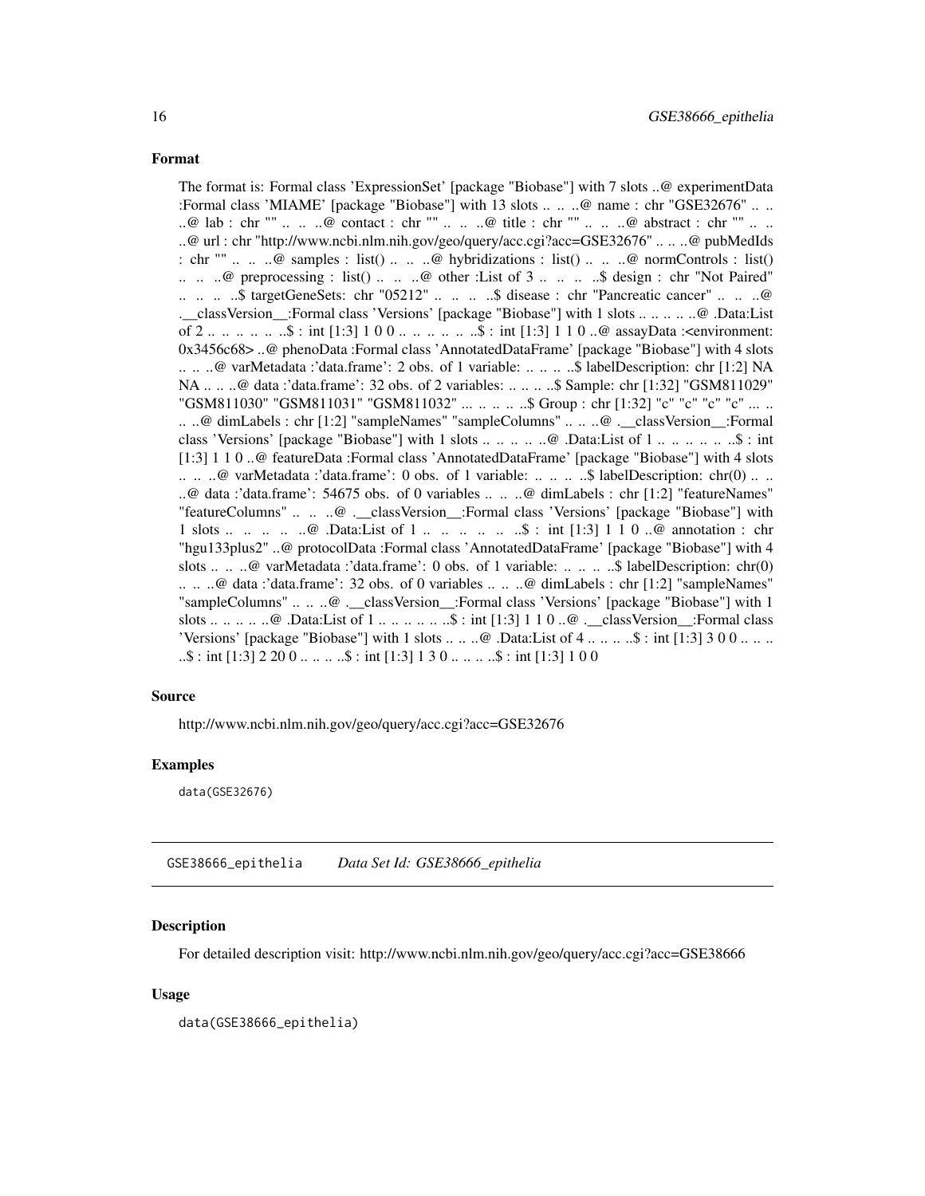### Format

The format is: Formal class 'ExpressionSet' [package "Biobase"] with 7 slots ..@ experimentData :Formal class 'MIAME' [package "Biobase"] with 13 slots .. .. ..@ name : chr "GSE32676" .. .. ..@ lab : chr "" .. .. ..@ contact : chr "" .. .. ..@ title : chr "" .. .. ..@ abstract : chr "" .. .. ..@ url : chr "http://www.ncbi.nlm.nih.gov/geo/query/acc.cgi?acc=GSE32676" .. .. ..@ pubMedIds : chr "" .. .. ..@ samples : list() .. .. ..@ hybridizations : list() .. .. ..@ normControls : list() .. .. ..@ preprocessing : list() .. .. ..@ other :List of 3 .. .. .. ..$ design : chr "Not Paired" .. .. .. ..$ targetGeneSets: chr "05212" .. .. .. ..$ disease : chr "Pancreatic cancer" .. .. ..@ .__classVersion__:Formal class 'Versions' [package "Biobase"] with 1 slots .. .. .. .. ..@ .Data:List of 2 .. .. .. .. .. ..$ : int [1:3] 1 0 0 .. .. .. .. .. ..$ : int [1:3] 1 1 0 ..@ assayData :<environment: 0x3456c68> ..@ phenoData :Formal class 'AnnotatedDataFrame' [package "Biobase"] with 4 slots .. .. ..@ varMetadata :'data.frame': 2 obs. of 1 variable: .. .. .. ..$ labelDescription: chr [1:2] NA NA .. .. ..@ data :'data.frame': 32 obs. of 2 variables: .. .. .. ..$ Sample: chr [1:32] "GSM811029" "GSM811030" "GSM811031" "GSM811032" ... .. .. .. ..$ Group : chr [1:32] "c" "c" "c" "c" ... .. .. ..@ dimLabels : chr [1:2] "sampleNames" "sampleColumns" .. .. ..@ .__classVersion__:Formal class 'Versions' [package "Biobase"] with 1 slots .. .. .. .. ..@ .Data:List of 1 .. .. .. .. .. ..$ : int [1:3] 1 1 0 ..@ featureData :Formal class 'AnnotatedDataFrame' [package "Biobase"] with 4 slots .. .. ..@ varMetadata :'data.frame': 0 obs. of 1 variable: .. .. .. ..$ labelDescription: chr(0) .. .. ..@ data :'data.frame': 54675 obs. of 0 variables .. .. ..@ dimLabels : chr [1:2] "featureNames" "featureColumns" .. .. ..@ .__classVersion__:Formal class 'Versions' [package "Biobase"] with 1 slots .. .. .. .. ..@ .Data:List of 1 .. .. .. .. .. ..$ : int [1:3] 1 1 0 ..@ annotation : chr "hgu133plus2" ..@ protocolData :Formal class 'AnnotatedDataFrame' [package "Biobase"] with 4 slots .. .. ..@ varMetadata :'data.frame': 0 obs. of 1 variable: .. .. .. ..$ labelDescription: chr(0) .. .. ..@ data :'data.frame': 32 obs. of 0 variables .. .. ..@ dimLabels : chr [1:2] "sampleNames" "sampleColumns" .. .. ..@ .__classVersion__:Formal class 'Versions' [package "Biobase"] with 1 slots .. .. .. .. ..@ .Data:List of 1 .. .. .. .. .. ..$ : int [1:3] 1 1 0 ..@ .__classVersion__:Formal class 'Versions' [package "Biobase"] with 1 slots .. .. ..@ .Data:List of 4 .. .. .. ..$ : int [1:3] 3 0 0 .. .. .. ..$ : int [1:3] 2 20 0 .. .. .. ..$ : int [1:3] 1 3 0 .. .. .. ..$ : int [1:3] 1 0 0

### Source

http://www.ncbi.nlm.nih.gov/geo/query/acc.cgi?acc=GSE32676

### Examples

```
data(GSE32676)
```

---

## GSE38666_epithelia *Data Set Id: GSE38666_epithelia*

### Description

For detailed description visit: http://www.ncbi.nlm.nih.gov/geo/query/acc.cgi?acc=GSE38666

### Usage

```
data(GSE38666_epithelia)
```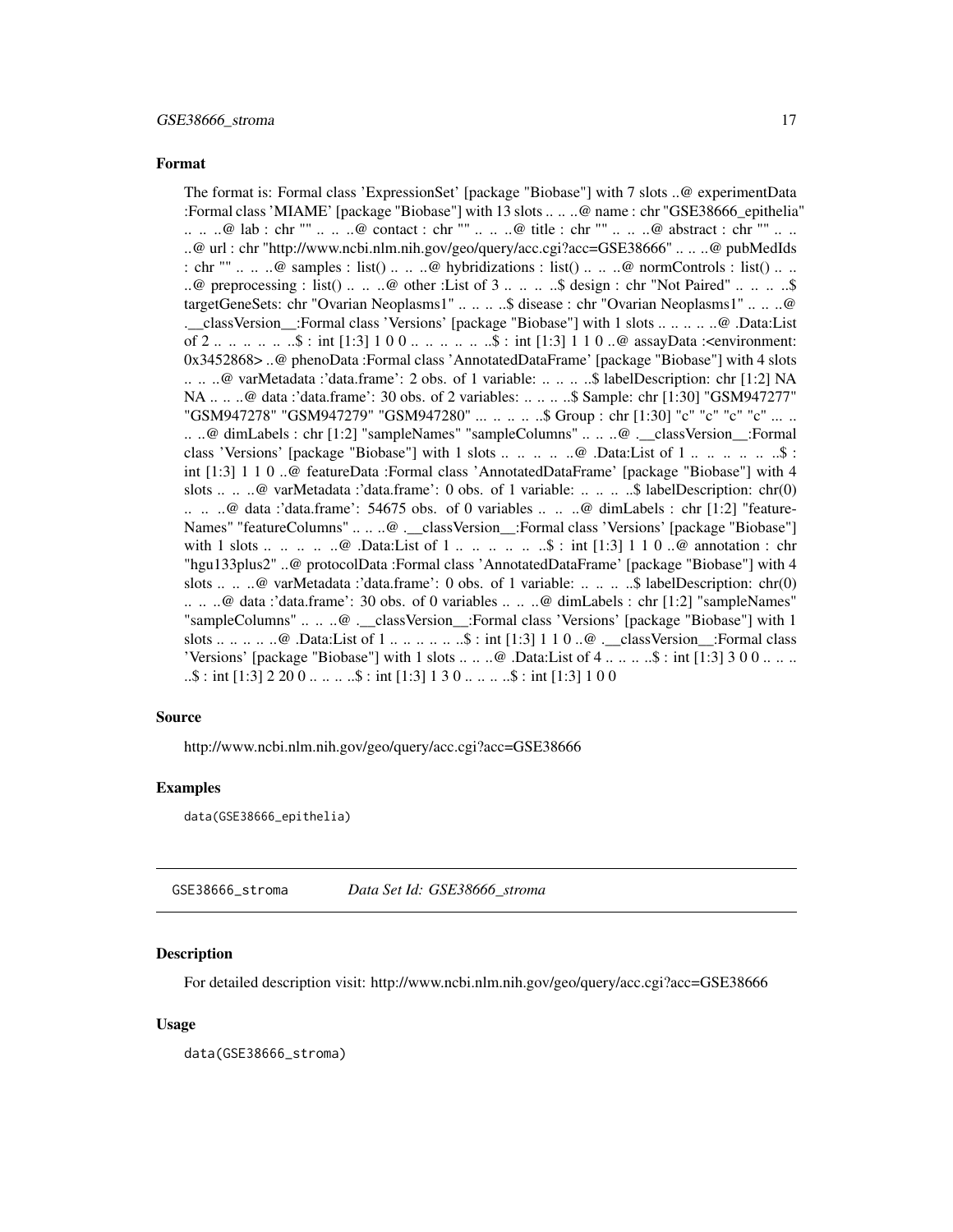### Format

The format is: Formal class 'ExpressionSet' [package "Biobase"] with 7 slots ..@ experimentData :Formal class 'MIAME' [package "Biobase"] with 13 slots .. .. ..@ name : chr "GSE38666_epithelia" .. .. ..@ lab : chr "" .. .. ..@ contact : chr "" .. .. ..@ title : chr "" .. .. ..@ abstract : chr "" .. .. ..@ url : chr "http://www.ncbi.nlm.nih.gov/geo/query/acc.cgi?acc=GSE38666" .. .. ..@ pubMedIds : chr "" .. .. ..@ samples : list() .. .. ..@ hybridizations : list() .. .. ..@ normControls : list() .. .. ..@ preprocessing : list() .. .. ..@ other :List of 3 .. .. .. ..$ design : chr "Not Paired" .. .. .. ..$ targetGeneSets: chr "Ovarian Neoplasms1" .. .. .. ..$ disease : chr "Ovarian Neoplasms1" .. .. ..@ .__classVersion__:Formal class 'Versions' [package "Biobase"] with 1 slots .. .. .. .. ..@ .Data:List of 2 .. .. .. .. .. ..$ : int [1:3] 1 0 0 .. .. .. .. .. ..$ : int [1:3] 1 1 0 ..@ assayData :<environment: 0x3452868> ..@ phenoData :Formal class 'AnnotatedDataFrame' [package "Biobase"] with 4 slots .. .. ..@ varMetadata :'data.frame': 2 obs. of 1 variable: .. .. .. ..$ labelDescription: chr [1:2] NA NA .. .. ..@ data :'data.frame': 30 obs. of 2 variables: .. .. .. ..$ Sample: chr [1:30] "GSM947277" "GSM947278" "GSM947279" "GSM947280" ... .. .. .. ..$ Group : chr [1:30] "c" "c" "c" "c" ... .. .. ..@ dimLabels : chr [1:2] "sampleNames" "sampleColumns" .. .. ..@ .__classVersion__:Formal class 'Versions' [package "Biobase"] with 1 slots .. .. .. .. ..@ .Data:List of 1 .. .. .. .. .. ..$ : int [1:3] 1 1 0 ..@ featureData :Formal class 'AnnotatedDataFrame' [package "Biobase"] with 4 slots .. .. ..@ varMetadata :'data.frame': 0 obs. of 1 variable: .. .. .. ..$ labelDescription: chr(0) .. .. ..@ data :'data.frame': 54675 obs. of 0 variables .. .. ..@ dimLabels : chr [1:2] "featureNames" "featureColumns" .. .. ..@ .__classVersion__:Formal class 'Versions' [package "Biobase"] with 1 slots .. .. .. .. ..@ .Data:List of 1 .. .. .. .. .. ..$ : int [1:3] 1 1 0 ..@ annotation : chr "hgu133plus2" ..@ protocolData :Formal class 'AnnotatedDataFrame' [package "Biobase"] with 4 slots .. .. ..@ varMetadata :'data.frame': 0 obs. of 1 variable: .. .. .. ..$ labelDescription: chr(0) .. .. ..@ data :'data.frame': 30 obs. of 0 variables .. .. ..@ dimLabels : chr [1:2] "sampleNames" "sampleColumns" .. .. ..@ .__classVersion__:Formal class 'Versions' [package "Biobase"] with 1 slots .. .. .. .. ..@ .Data:List of 1 .. .. .. .. .. ..$ : int [1:3] 1 1 0 ..@ .__classVersion__:Formal class 'Versions' [package "Biobase"] with 1 slots .. .. ..@ .Data:List of 4 .. .. .. ..$ : int [1:3] 3 0 0 .. .. .. ..$ : int [1:3] 2 20 0 .. .. .. ..$ : int [1:3] 1 3 0 .. .. .. ..$ : int [1:3] 1 0 0

### Source

http://www.ncbi.nlm.nih.gov/geo/query/acc.cgi?acc=GSE38666

### Examples

```
data(GSE38666_epithelia)
```

---

## GSE38666_stroma    *Data Set Id: GSE38666_stroma*

### Description

For detailed description visit: http://www.ncbi.nlm.nih.gov/geo/query/acc.cgi?acc=GSE38666

### Usage

```
data(GSE38666_stroma)
```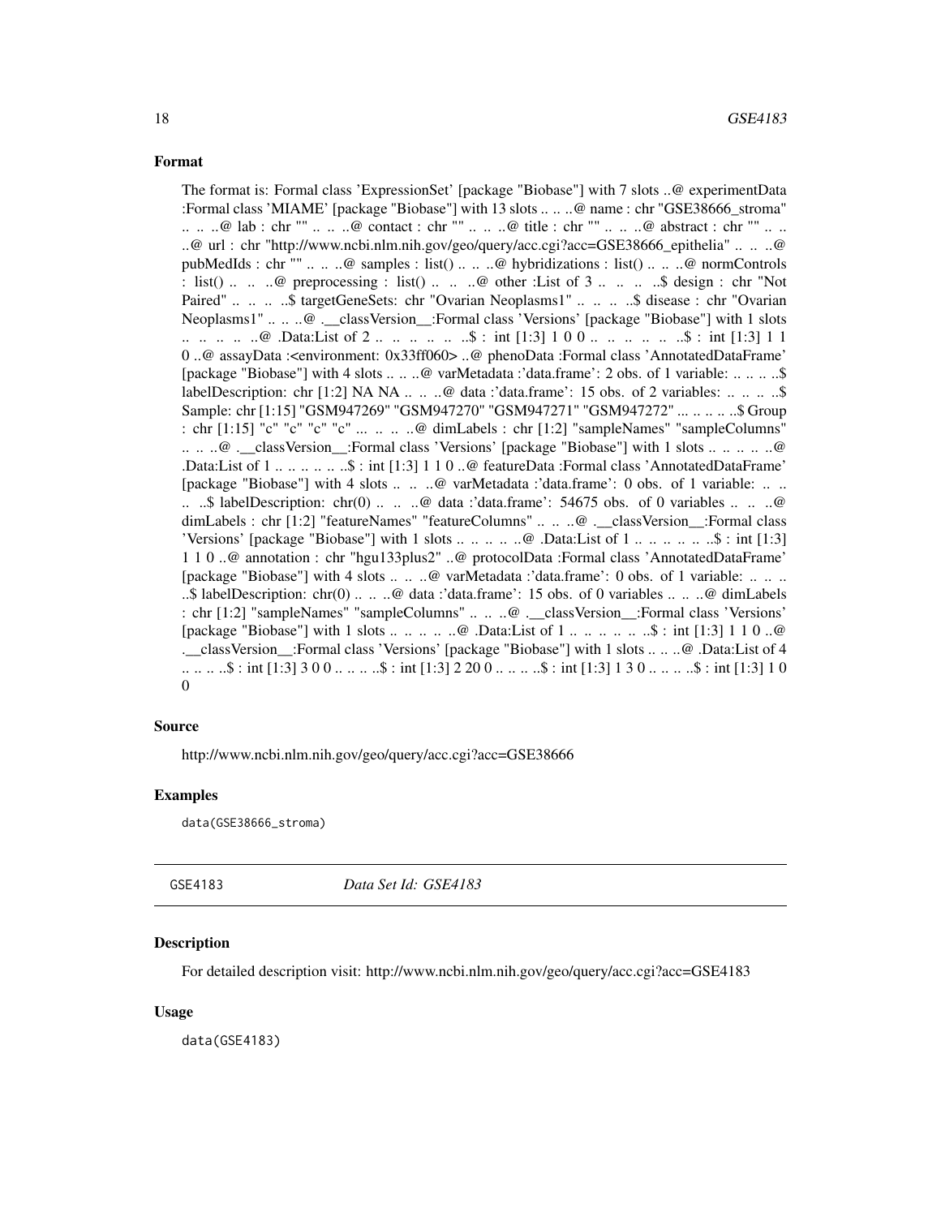### Format

The format is: Formal class 'ExpressionSet' [package "Biobase"] with 7 slots ..@ experimentData :Formal class 'MIAME' [package "Biobase"] with 13 slots .. .. ..@ name : chr "GSE38666_stroma" .. .. ..@ lab : chr "" .. .. ..@ contact : chr "" .. .. ..@ title : chr "" .. .. ..@ abstract : chr "" .. .. ..@ url : chr "http://www.ncbi.nlm.nih.gov/geo/query/acc.cgi?acc=GSE38666_epithelia" .. .. ..@ pubMedIds : chr "" .. .. ..@ samples : list() .. .. ..@ hybridizations : list() .. .. ..@ normControls : list() .. .. ..@ preprocessing : list() .. .. ..@ other :List of 3 .. .. .. ..$ design : chr "Not Paired" .. .. .. ..$ targetGeneSets: chr "Ovarian Neoplasms1" .. .. .. ..$ disease : chr "Ovarian Neoplasms1" .. .. ..@ .__classVersion__:Formal class 'Versions' [package "Biobase"] with 1 slots .. .. .. .. ..@ .Data:List of 2 .. .. .. .. .. ..$ : int [1:3] 1 0 0 .. .. .. .. .. ..$ : int [1:3] 1 1 0 ..@ assayData :<environment: 0x33ff060> ..@ phenoData :Formal class 'AnnotatedDataFrame' [package "Biobase"] with 4 slots .. .. ..@ varMetadata :'data.frame': 2 obs. of 1 variable: .. .. .. ..$ labelDescription: chr [1:2] NA NA .. .. ..@ data :'data.frame': 15 obs. of 2 variables: .. .. .. ..$ Sample: chr [1:15] "GSM947269" "GSM947270" "GSM947271" "GSM947272" ... .. .. .. ..$ Group : chr [1:15] "c" "c" "c" "c" ... .. .. ..@ dimLabels : chr [1:2] "sampleNames" "sampleColumns" .. .. ..@ .__classVersion__:Formal class 'Versions' [package "Biobase"] with 1 slots .. .. .. .. ..@ .Data:List of 1 .. .. .. .. .. ..$ : int [1:3] 1 1 0 ..@ featureData :Formal class 'AnnotatedDataFrame' [package "Biobase"] with 4 slots .. .. ..@ varMetadata :'data.frame': 0 obs. of 1 variable: .. .. .. ..$ labelDescription: chr(0) .. .. ..@ data :'data.frame': 54675 obs. of 0 variables .. .. ..@ dimLabels : chr [1:2] "featureNames" "featureColumns" .. .. ..@ .__classVersion__:Formal class 'Versions' [package "Biobase"] with 1 slots .. .. .. .. ..@ .Data:List of 1 .. .. .. .. .. ..$ : int [1:3] 1 1 0 ..@ annotation : chr "hgu133plus2" ..@ protocolData :Formal class 'AnnotatedDataFrame' [package "Biobase"] with 4 slots .. .. ..@ varMetadata :'data.frame': 0 obs. of 1 variable: .. .. .. ..$ labelDescription: chr(0) .. .. ..@ data :'data.frame': 15 obs. of 0 variables .. .. ..@ dimLabels : chr [1:2] "sampleNames" "sampleColumns" .. .. ..@ .__classVersion__:Formal class 'Versions' [package "Biobase"] with 1 slots .. .. .. .. ..@ .Data:List of 1 .. .. .. .. .. ..$ : int [1:3] 1 1 0 ..@ .__classVersion__:Formal class 'Versions' [package "Biobase"] with 1 slots .. .. ..@ .Data:List of 4 .. .. .. ..$ : int [1:3] 3 0 0 .. .. .. ..$ : int [1:3] 2 20 0 .. .. .. ..$ : int [1:3] 1 3 0 .. .. .. ..$ : int [1:3] 1 0 0

### Source

http://www.ncbi.nlm.nih.gov/geo/query/acc.cgi?acc=GSE38666

### Examples

```
data(GSE38666_stroma)
```

---

## GSE4183 — *Data Set Id: GSE4183*

### Description

For detailed description visit: http://www.ncbi.nlm.nih.gov/geo/query/acc.cgi?acc=GSE4183

### Usage

```
data(GSE4183)
```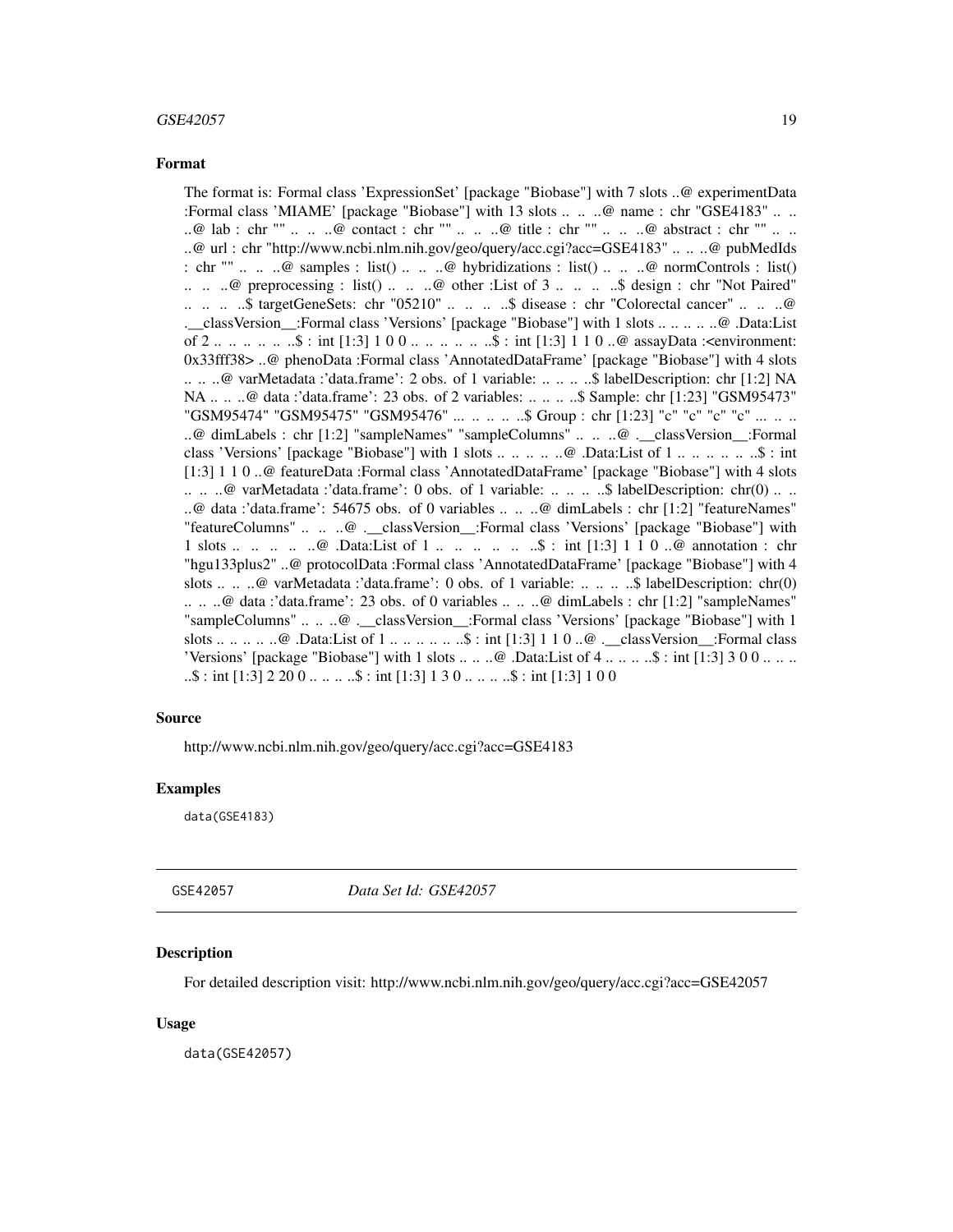### Format

The format is: Formal class 'ExpressionSet' [package "Biobase"] with 7 slots ..@ experimentData :Formal class 'MIAME' [package "Biobase"] with 13 slots .. .. ..@ name : chr "GSE4183" .. .. ..@ lab : chr "" .. .. ..@ contact : chr "" .. .. ..@ title : chr "" .. .. ..@ abstract : chr "" .. .. ..@ url : chr "http://www.ncbi.nlm.nih.gov/geo/query/acc.cgi?acc=GSE4183" .. .. ..@ pubMedIds : chr "" .. .. ..@ samples : list() .. .. ..@ hybridizations : list() .. .. ..@ normControls : list() .. .. ..@ preprocessing : list() .. .. ..@ other :List of 3 .. .. .. ..$ design : chr "Not Paired" .. .. .. ..$ targetGeneSets: chr "05210" .. .. .. ..$ disease : chr "Colorectal cancer" .. .. ..@ .__classVersion__:Formal class 'Versions' [package "Biobase"] with 1 slots .. .. .. .. ..@ .Data:List of 2 .. .. .. .. .. ..$ : int [1:3] 1 0 0 .. .. .. .. .. ..$ : int [1:3] 1 1 0 ..@ assayData :<environment: 0x33fff38> ..@ phenoData :Formal class 'AnnotatedDataFrame' [package "Biobase"] with 4 slots .. .. ..@ varMetadata :'data.frame': 2 obs. of 1 variable: .. .. .. ..$ labelDescription: chr [1:2] NA NA .. .. ..@ data :'data.frame': 23 obs. of 2 variables: .. .. .. ..$ Sample: chr [1:23] "GSM95473" "GSM95474" "GSM95475" "GSM95476" ... .. .. .. ..$ Group : chr [1:23] "c" "c" "c" "c" ... .. .. ..@ dimLabels : chr [1:2] "sampleNames" "sampleColumns" .. .. ..@ .__classVersion__:Formal class 'Versions' [package "Biobase"] with 1 slots .. .. .. .. ..@ .Data:List of 1 .. .. .. .. .. ..$ : int [1:3] 1 1 0 ..@ featureData :Formal class 'AnnotatedDataFrame' [package "Biobase"] with 4 slots .. .. ..@ varMetadata :'data.frame': 0 obs. of 1 variable: .. .. .. ..$ labelDescription: chr(0) .. .. ..@ data :'data.frame': 54675 obs. of 0 variables .. .. ..@ dimLabels : chr [1:2] "featureNames" "featureColumns" .. .. ..@ .__classVersion__:Formal class 'Versions' [package "Biobase"] with 1 slots .. .. .. .. ..@ .Data:List of 1 .. .. .. .. .. ..$ : int [1:3] 1 1 0 ..@ annotation : chr "hgu133plus2" ..@ protocolData :Formal class 'AnnotatedDataFrame' [package "Biobase"] with 4 slots .. .. ..@ varMetadata :'data.frame': 0 obs. of 1 variable: .. .. .. ..$ labelDescription: chr(0) .. .. ..@ data :'data.frame': 23 obs. of 0 variables .. .. ..@ dimLabels : chr [1:2] "sampleNames" "sampleColumns" .. .. ..@ .__classVersion__:Formal class 'Versions' [package "Biobase"] with 1 slots .. .. .. .. ..@ .Data:List of 1 .. .. .. .. .. ..$ : int [1:3] 1 1 0 ..@ .__classVersion__:Formal class 'Versions' [package "Biobase"] with 1 slots .. .. ..@ .Data:List of 4 .. .. .. ..$ : int [1:3] 3 0 0 .. .. .. ..$ : int [1:3] 2 20 0 .. .. .. ..$ : int [1:3] 1 3 0 .. .. .. ..$ : int [1:3] 1 0 0

### Source

http://www.ncbi.nlm.nih.gov/geo/query/acc.cgi?acc=GSE4183

### Examples

```
data(GSE4183)
```

---

## GSE42057 — *Data Set Id: GSE42057*

### Description

For detailed description visit: http://www.ncbi.nlm.nih.gov/geo/query/acc.cgi?acc=GSE42057

### Usage

```
data(GSE42057)
```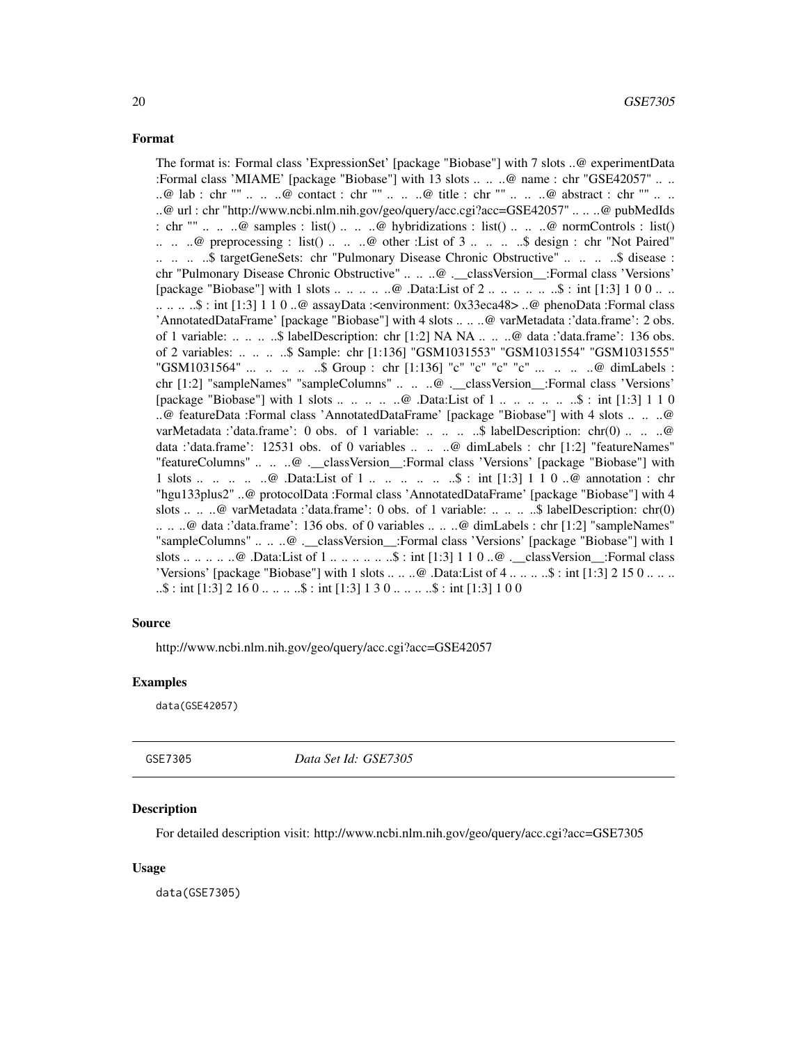### Format

The format is: Formal class 'ExpressionSet' [package "Biobase"] with 7 slots ..@ experimentData :Formal class 'MIAME' [package "Biobase"] with 13 slots .. .. ..@ name : chr "GSE42057" .. .. ..@ lab : chr "" .. .. ..@ contact : chr "" .. .. ..@ title : chr "" .. .. ..@ abstract : chr "" .. .. ..@ url : chr "http://www.ncbi.nlm.nih.gov/geo/query/acc.cgi?acc=GSE42057" .. .. ..@ pubMedIds : chr "" .. .. ..@ samples : list() .. .. ..@ hybridizations : list() .. .. ..@ normControls : list() .. .. ..@ preprocessing : list() .. .. ..@ other :List of 3 .. .. .. ..$ design : chr "Not Paired" .. .. .. ..$ targetGeneSets: chr "Pulmonary Disease Chronic Obstructive" .. .. .. ..$ disease : chr "Pulmonary Disease Chronic Obstructive" .. .. ..@ .__classVersion__:Formal class 'Versions' [package "Biobase"] with 1 slots .. .. .. .. ..@ .Data:List of 2 .. .. .. .. .. ..$ : int [1:3] 1 0 0 .. .. .. .. .. ..$ : int [1:3] 1 1 0 ..@ assayData :<environment: 0x33eca48> ..@ phenoData :Formal class 'AnnotatedDataFrame' [package "Biobase"] with 4 slots .. .. ..@ varMetadata :'data.frame': 2 obs. of 1 variable: .. .. .. ..$ labelDescription: chr [1:2] NA NA .. .. ..@ data :'data.frame': 136 obs. of 2 variables: .. .. .. ..$ Sample: chr [1:136] "GSM1031553" "GSM1031554" "GSM1031555" "GSM1031564" ... .. .. .. ..$ Group : chr [1:136] "c" "c" "c" "c" ... .. .. ..@ dimLabels : chr [1:2] "sampleNames" "sampleColumns" .. .. ..@ .__classVersion__:Formal class 'Versions' [package "Biobase"] with 1 slots .. .. .. .. ..@ .Data:List of 1 .. .. .. .. .. ..$ : int [1:3] 1 1 0 ..@ featureData :Formal class 'AnnotatedDataFrame' [package "Biobase"] with 4 slots .. .. ..@ varMetadata :'data.frame': 0 obs. of 1 variable: .. .. .. ..$ labelDescription: chr(0) .. .. ..@ data :'data.frame': 12531 obs. of 0 variables .. .. ..@ dimLabels : chr [1:2] "featureNames" "featureColumns" .. .. ..@ .__classVersion__:Formal class 'Versions' [package "Biobase"] with 1 slots .. .. .. .. ..@ .Data:List of 1 .. .. .. .. .. ..$ : int [1:3] 1 1 0 ..@ annotation : chr "hgu133plus2" ..@ protocolData :Formal class 'AnnotatedDataFrame' [package "Biobase"] with 4 slots .. .. ..@ varMetadata :'data.frame': 0 obs. of 1 variable: .. .. .. ..$ labelDescription: chr(0) .. .. ..@ data :'data.frame': 136 obs. of 0 variables .. .. ..@ dimLabels : chr [1:2] "sampleNames" "sampleColumns" .. .. ..@ .__classVersion__:Formal class 'Versions' [package "Biobase"] with 1 slots .. .. .. .. ..@ .Data:List of 1 .. .. .. .. .. ..$ : int [1:3] 1 1 0 ..@ .__classVersion__:Formal class 'Versions' [package "Biobase"] with 1 slots .. .. ..@ .Data:List of 4 .. .. .. ..$ : int [1:3] 2 15 0 .. .. .. ..$ : int [1:3] 2 16 0 .. .. .. ..$ : int [1:3] 1 3 0 .. .. .. ..$ : int [1:3] 1 0 0

### Source

http://www.ncbi.nlm.nih.gov/geo/query/acc.cgi?acc=GSE42057

### Examples

```
data(GSE42057)
```

---

## GSE7305 *Data Set Id: GSE7305*

### Description

For detailed description visit: http://www.ncbi.nlm.nih.gov/geo/query/acc.cgi?acc=GSE7305

### Usage

```
data(GSE7305)
```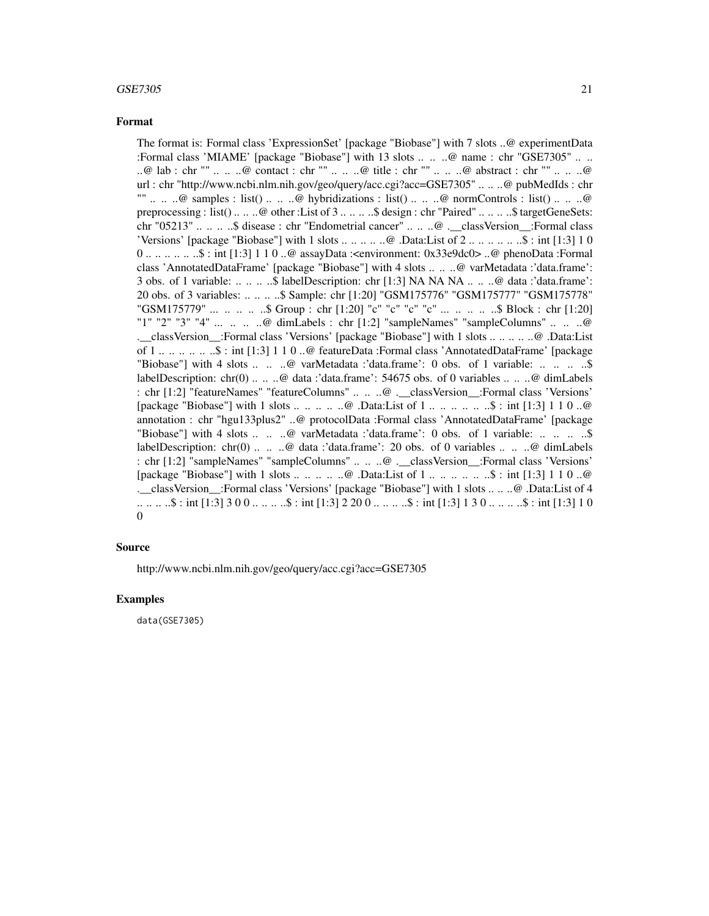## Format

The format is: Formal class 'ExpressionSet' [package "Biobase"] with 7 slots ..@ experimentData :Formal class 'MIAME' [package "Biobase"] with 13 slots .. .. ..@ name : chr "GSE7305" .. .. ..@ lab : chr "" .. .. ..@ contact : chr "" .. .. ..@ title : chr "" .. .. ..@ abstract : chr "" .. .. ..@ url : chr "http://www.ncbi.nlm.nih.gov/geo/query/acc.cgi?acc=GSE7305" .. .. ..@ pubMedIds : chr "" .. .. ..@ samples : list() .. .. ..@ hybridizations : list() .. .. ..@ normControls : list() .. .. ..@ preprocessing : list() .. .. ..@ other :List of 3 .. .. .. ..$ design : chr "Paired" .. .. .. ..$ targetGeneSets: chr "05213" .. .. .. ..$ disease : chr "Endometrial cancer" .. .. ..@ .__classVersion__:Formal class 'Versions' [package "Biobase"] with 1 slots .. .. .. .. ..@ .Data:List of 2 .. .. .. .. .. ..$ : int [1:3] 1 0 0 .. .. .. .. .. ..$ : int [1:3] 1 1 0 ..@ assayData :<environment: 0x33e9dc0> ..@ phenoData :Formal class 'AnnotatedDataFrame' [package "Biobase"] with 4 slots .. .. ..@ varMetadata :'data.frame': 3 obs. of 1 variable: .. .. .. ..$ labelDescription: chr [1:3] NA NA NA .. .. ..@ data :'data.frame': 20 obs. of 3 variables: .. .. .. ..$ Sample: chr [1:20] "GSM175776" "GSM175777" "GSM175778" "GSM175779" ... .. .. .. ..$ Group : chr [1:20] "c" "c" "c" "c" ... .. .. .. ..$ Block : chr [1:20] "1" "2" "3" "4" ... .. .. ..@ dimLabels : chr [1:2] "sampleNames" "sampleColumns" .. .. ..@ .__classVersion__:Formal class 'Versions' [package "Biobase"] with 1 slots .. .. .. .. ..@ .Data:List of 1 .. .. .. .. .. ..$ : int [1:3] 1 1 0 ..@ featureData :Formal class 'AnnotatedDataFrame' [package "Biobase"] with 4 slots .. .. ..@ varMetadata :'data.frame': 0 obs. of 1 variable: .. .. .. ..$ labelDescription: chr(0) .. .. ..@ data :'data.frame': 54675 obs. of 0 variables .. .. ..@ dimLabels : chr [1:2] "featureNames" "featureColumns" .. .. ..@ .__classVersion__:Formal class 'Versions' [package "Biobase"] with 1 slots .. .. .. .. ..@ .Data:List of 1 .. .. .. .. .. ..$ : int [1:3] 1 1 0 ..@ annotation : chr "hgu133plus2" ..@ protocolData :Formal class 'AnnotatedDataFrame' [package "Biobase"] with 4 slots .. .. ..@ varMetadata :'data.frame': 0 obs. of 1 variable: .. .. .. ..$ labelDescription: chr(0) .. .. ..@ data :'data.frame': 20 obs. of 0 variables .. .. ..@ dimLabels : chr [1:2] "sampleNames" "sampleColumns" .. .. ..@ .__classVersion__:Formal class 'Versions' [package "Biobase"] with 1 slots .. .. .. .. ..@ .Data:List of 1 .. .. .. .. .. ..$ : int [1:3] 1 1 0 ..@ .__classVersion__:Formal class 'Versions' [package "Biobase"] with 1 slots .. .. ..@ .Data:List of 4 .. .. .. ..$ : int [1:3] 3 0 0 .. .. .. ..$ : int [1:3] 2 20 0 .. .. .. ..$ : int [1:3] 1 3 0 .. .. .. ..$ : int [1:3] 1 0 0

## Source

http://www.ncbi.nlm.nih.gov/geo/query/acc.cgi?acc=GSE7305

## Examples

```
data(GSE7305)
```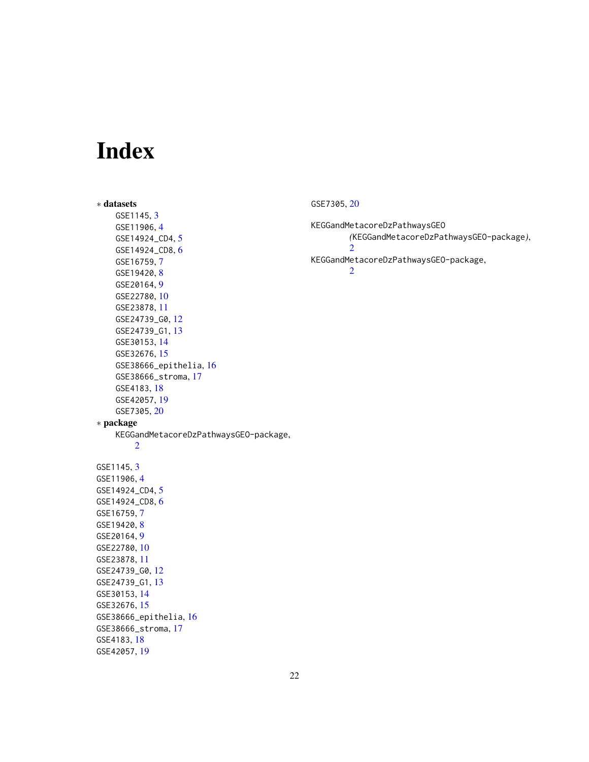# Index

∗ **datasets**

- GSE1145, 3
- GSE11906, 4
- GSE14924_CD4, 5
- GSE14924_CD8, 6
- GSE16759, 7
- GSE19420, 8
- GSE20164, 9
- GSE22780, 10
- GSE23878, 11
- GSE24739_G0, 12
- GSE24739_G1, 13
- GSE30153, 14
- GSE32676, 15
- GSE38666_epithelia, 16
- GSE38666_stroma, 17
- GSE4183, 18
- GSE42057, 19
- GSE7305, 20

∗ **package**

- KEGGandMetacoreDzPathwaysGEO-package, 2

GSE1145, 3
GSE11906, 4
GSE14924_CD4, 5
GSE14924_CD8, 6
GSE16759, 7
GSE19420, 8
GSE20164, 9
GSE22780, 10
GSE23878, 11
GSE24739_G0, 12
GSE24739_G1, 13
GSE30153, 14
GSE32676, 15
GSE38666_epithelia, 16
GSE38666_stroma, 17
GSE4183, 18
GSE42057, 19
GSE7305, 20

KEGGandMetacoreDzPathwaysGEO *(KEGGandMetacoreDzPathwaysGEO-package)*, 2
KEGGandMetacoreDzPathwaysGEO-package, 2